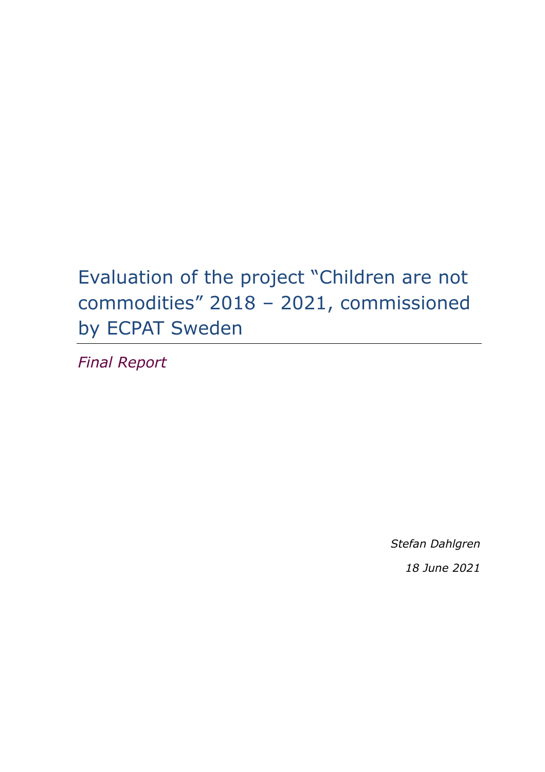# Evaluation of the project "Children are not commodities" 2018 – 2021, commissioned by ECPAT Sweden

*Final Report*

*Stefan Dahlgren*

*18 June 2021*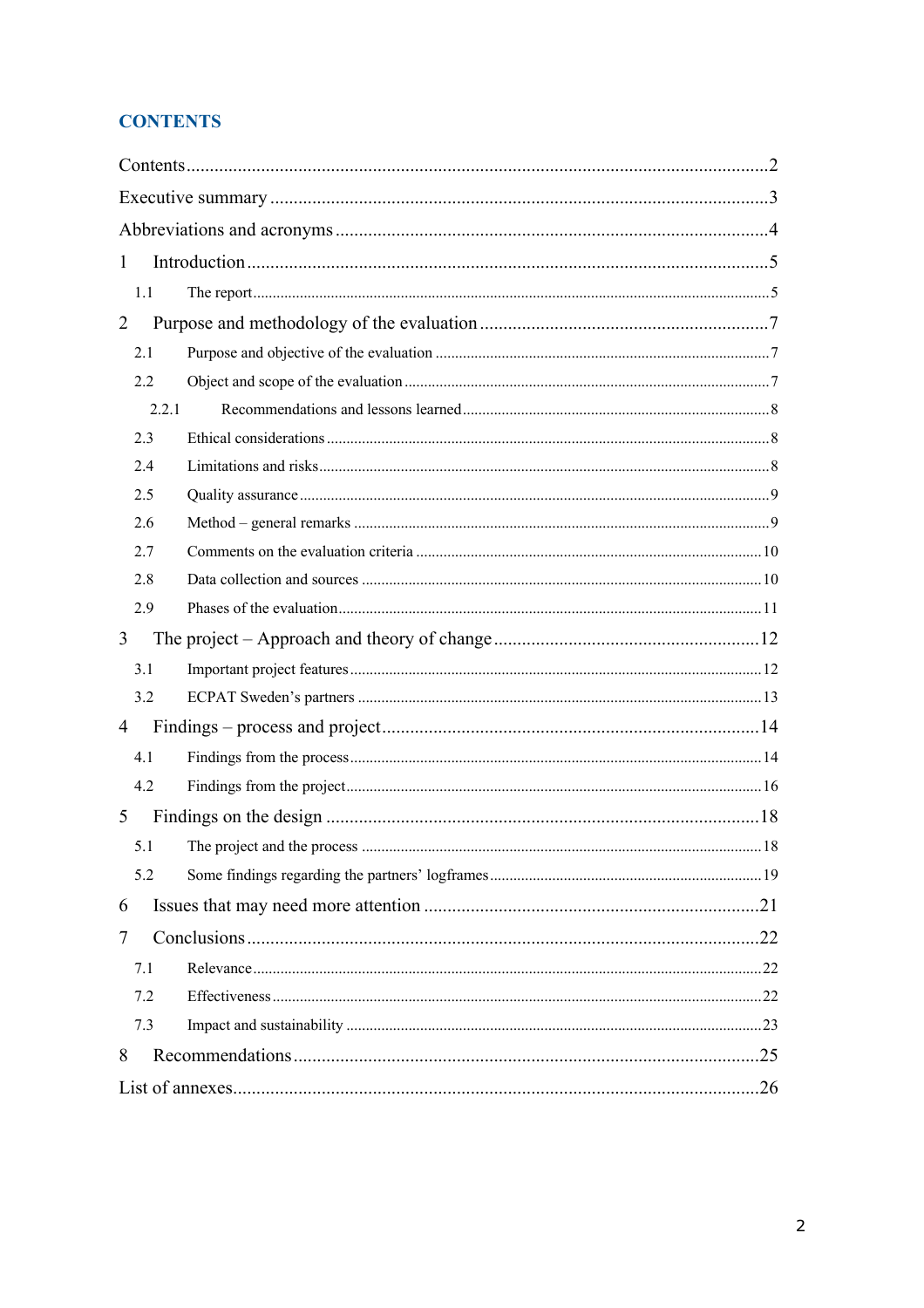# CONTENTS

Contents ........................................................................................................................2

Executive summary ........................................................................................................3

Abbreviations and acronyms ..........................................................................................4

1 Introduction ................................................................................................................5

1.1 The report ..................................................................................................................5

2 Purpose and methodology of the evaluation ...................................................................7

2.1 Purpose and objective of the evaluation .......................................................................7

2.2 Object and scope of the evaluation ..............................................................................7

2.2.1 Recommendations and lessons learned ....................................................................8

2.3 Ethical considerations .................................................................................................8

2.4 Limitations and risks ...................................................................................................8

2.5 Quality assurance .......................................................................................................9

2.6 Method – general remarks ...........................................................................................9

2.7 Comments on the evaluation criteria ..........................................................................10

2.8 Data collection and sources .......................................................................................10

2.9 Phases of the evaluation ............................................................................................11

3 The project – Approach and theory of change ................................................................12

3.1 Important project features .........................................................................................12

3.2 ECPAT Sweden's partners .........................................................................................13

4 Findings – process and project .....................................................................................14

4.1 Findings from the process ..........................................................................................14

4.2 Findings from the project ...........................................................................................16

5 Findings on the design .................................................................................................18

5.1 The project and the process .......................................................................................18

5.2 Some findings regarding the partners' logframes .........................................................19

6 Issues that may need more attention ............................................................................21

7 Conclusions ................................................................................................................22

7.1 Relevance .................................................................................................................22

7.2 Effectiveness .............................................................................................................22

7.3 Impact and sustainability ...........................................................................................23

8 Recommendations .......................................................................................................25

List of annexes ...............................................................................................................26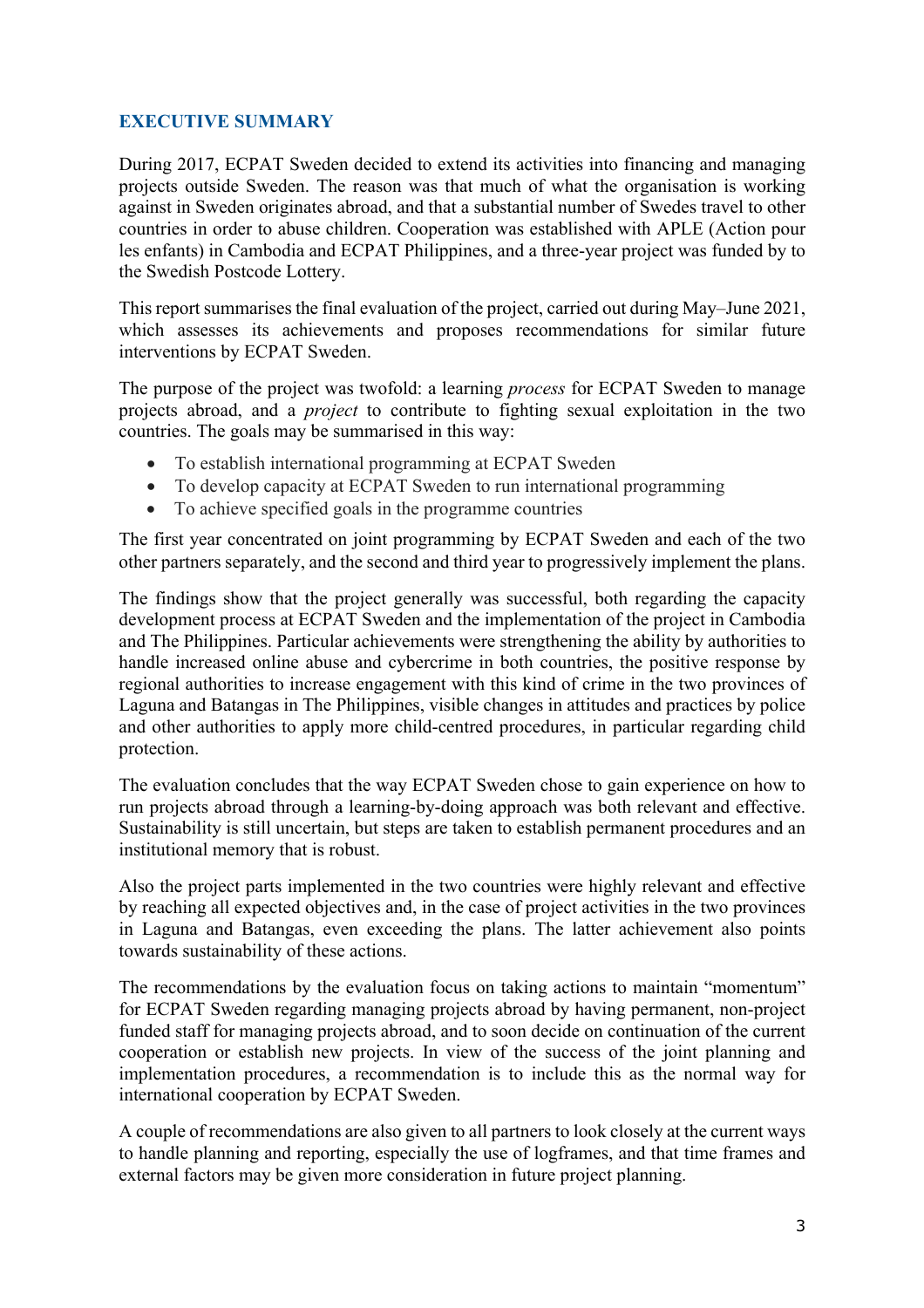## EXECUTIVE SUMMARY

During 2017, ECPAT Sweden decided to extend its activities into financing and managing projects outside Sweden. The reason was that much of what the organisation is working against in Sweden originates abroad, and that a substantial number of Swedes travel to other countries in order to abuse children. Cooperation was established with APLE (Action pour les enfants) in Cambodia and ECPAT Philippines, and a three-year project was funded by to the Swedish Postcode Lottery.

This report summarises the final evaluation of the project, carried out during May–June 2021, which assesses its achievements and proposes recommendations for similar future interventions by ECPAT Sweden.

The purpose of the project was twofold: a learning *process* for ECPAT Sweden to manage projects abroad, and a *project* to contribute to fighting sexual exploitation in the two countries. The goals may be summarised in this way:

- To establish international programming at ECPAT Sweden
- To develop capacity at ECPAT Sweden to run international programming
- To achieve specified goals in the programme countries

The first year concentrated on joint programming by ECPAT Sweden and each of the two other partners separately, and the second and third year to progressively implement the plans.

The findings show that the project generally was successful, both regarding the capacity development process at ECPAT Sweden and the implementation of the project in Cambodia and The Philippines. Particular achievements were strengthening the ability by authorities to handle increased online abuse and cybercrime in both countries, the positive response by regional authorities to increase engagement with this kind of crime in the two provinces of Laguna and Batangas in The Philippines, visible changes in attitudes and practices by police and other authorities to apply more child-centred procedures, in particular regarding child protection.

The evaluation concludes that the way ECPAT Sweden chose to gain experience on how to run projects abroad through a learning-by-doing approach was both relevant and effective. Sustainability is still uncertain, but steps are taken to establish permanent procedures and an institutional memory that is robust.

Also the project parts implemented in the two countries were highly relevant and effective by reaching all expected objectives and, in the case of project activities in the two provinces in Laguna and Batangas, even exceeding the plans. The latter achievement also points towards sustainability of these actions.

The recommendations by the evaluation focus on taking actions to maintain "momentum" for ECPAT Sweden regarding managing projects abroad by having permanent, non-project funded staff for managing projects abroad, and to soon decide on continuation of the current cooperation or establish new projects. In view of the success of the joint planning and implementation procedures, a recommendation is to include this as the normal way for international cooperation by ECPAT Sweden.

A couple of recommendations are also given to all partners to look closely at the current ways to handle planning and reporting, especially the use of logframes, and that time frames and external factors may be given more consideration in future project planning.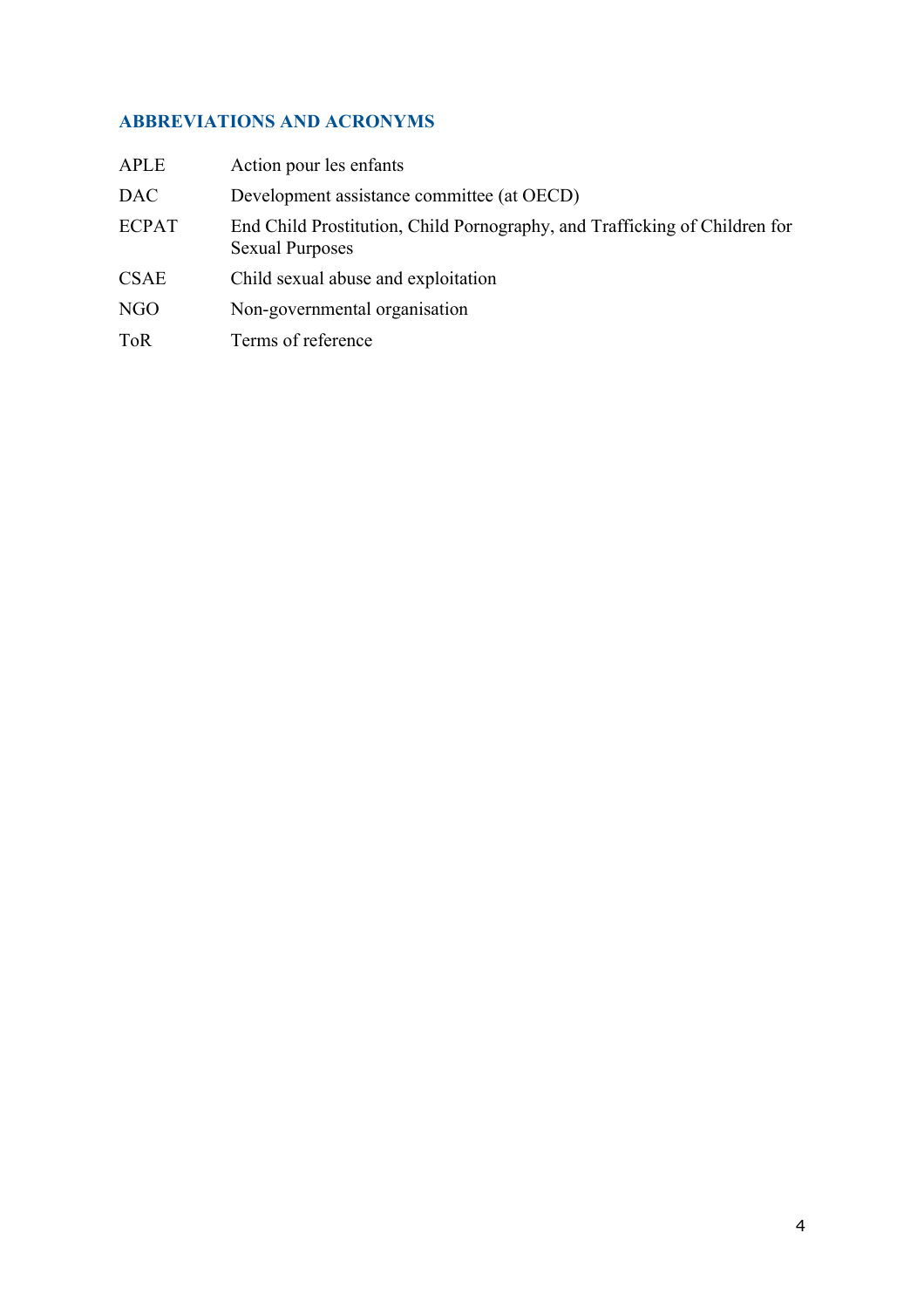## ABBREVIATIONS AND ACRONYMS

| | |
|---|---|
| APLE | Action pour les enfants |
| DAC | Development assistance committee (at OECD) |
| ECPAT | End Child Prostitution, Child Pornography, and Trafficking of Children for Sexual Purposes |
| CSAE | Child sexual abuse and exploitation |
| NGO | Non-governmental organisation |
| ToR | Terms of reference |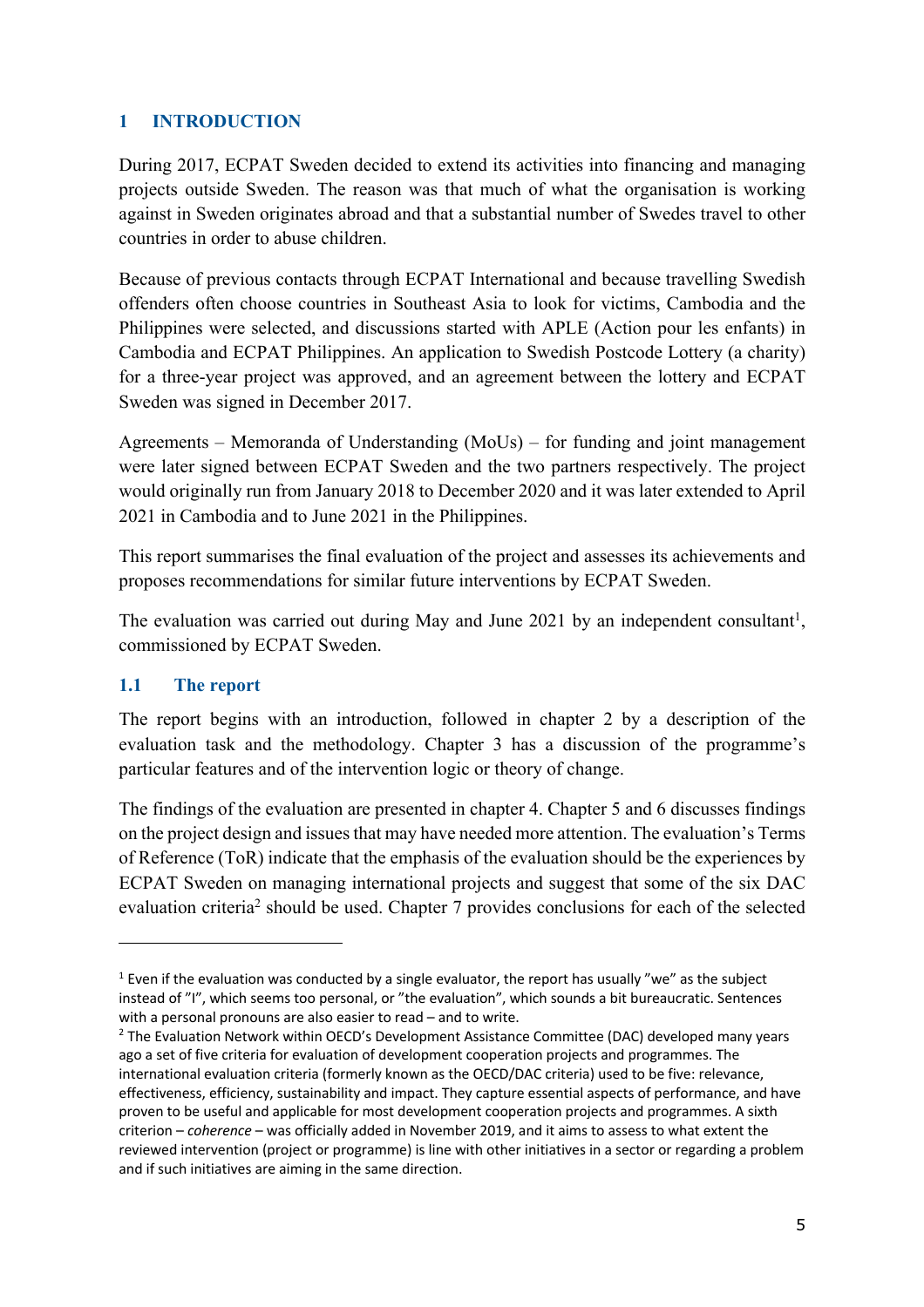# 1 INTRODUCTION

During 2017, ECPAT Sweden decided to extend its activities into financing and managing projects outside Sweden. The reason was that much of what the organisation is working against in Sweden originates abroad and that a substantial number of Swedes travel to other countries in order to abuse children.

Because of previous contacts through ECPAT International and because travelling Swedish offenders often choose countries in Southeast Asia to look for victims, Cambodia and the Philippines were selected, and discussions started with APLE (Action pour les enfants) in Cambodia and ECPAT Philippines. An application to Swedish Postcode Lottery (a charity) for a three-year project was approved, and an agreement between the lottery and ECPAT Sweden was signed in December 2017.

Agreements – Memoranda of Understanding (MoUs) – for funding and joint management were later signed between ECPAT Sweden and the two partners respectively. The project would originally run from January 2018 to December 2020 and it was later extended to April 2021 in Cambodia and to June 2021 in the Philippines.

This report summarises the final evaluation of the project and assesses its achievements and proposes recommendations for similar future interventions by ECPAT Sweden.

The evaluation was carried out during May and June 2021 by an independent consultant[1], commissioned by ECPAT Sweden.

## 1.1 The report

The report begins with an introduction, followed in chapter 2 by a description of the evaluation task and the methodology. Chapter 3 has a discussion of the programme's particular features and of the intervention logic or theory of change.

The findings of the evaluation are presented in chapter 4. Chapter 5 and 6 discusses findings on the project design and issues that may have needed more attention. The evaluation's Terms of Reference (ToR) indicate that the emphasis of the evaluation should be the experiences by ECPAT Sweden on managing international projects and suggest that some of the six DAC evaluation criteria[2] should be used. Chapter 7 provides conclusions for each of the selected

---

[1] Even if the evaluation was conducted by a single evaluator, the report has usually "we" as the subject instead of "I", which seems too personal, or "the evaluation", which sounds a bit bureaucratic. Sentences with a personal pronouns are also easier to read – and to write.

[2] The Evaluation Network within OECD's Development Assistance Committee (DAC) developed many years ago a set of five criteria for evaluation of development cooperation projects and programmes. The international evaluation criteria (formerly known as the OECD/DAC criteria) used to be five: relevance, effectiveness, efficiency, sustainability and impact. They capture essential aspects of performance, and have proven to be useful and applicable for most development cooperation projects and programmes. A sixth criterion – *coherence* – was officially added in November 2019, and it aims to assess to what extent the reviewed intervention (project or programme) is line with other initiatives in a sector or regarding a problem and if such initiatives are aiming in the same direction.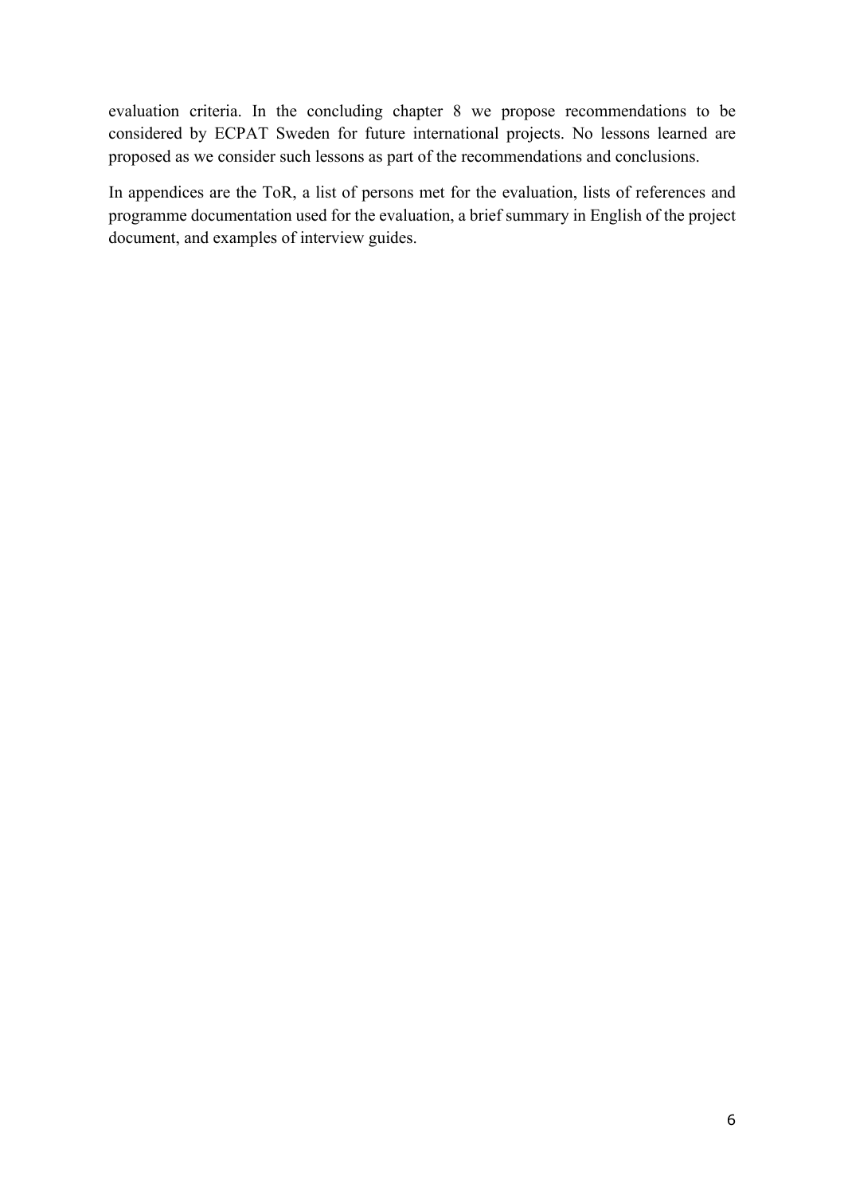evaluation criteria. In the concluding chapter 8 we propose recommendations to be considered by ECPAT Sweden for future international projects. No lessons learned are proposed as we consider such lessons as part of the recommendations and conclusions.

In appendices are the ToR, a list of persons met for the evaluation, lists of references and programme documentation used for the evaluation, a brief summary in English of the project document, and examples of interview guides.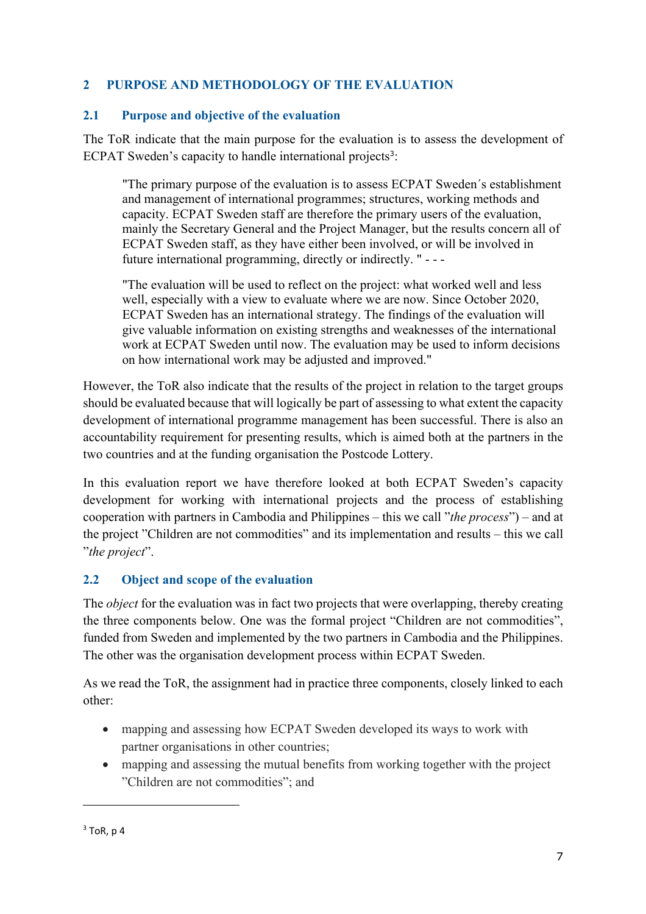## 2 PURPOSE AND METHODOLOGY OF THE EVALUATION

### 2.1 Purpose and objective of the evaluation

The ToR indicate that the main purpose for the evaluation is to assess the development of ECPAT Sweden's capacity to handle international projects[3]:

> "The primary purpose of the evaluation is to assess ECPAT Sweden´s establishment and management of international programmes; structures, working methods and capacity. ECPAT Sweden staff are therefore the primary users of the evaluation, mainly the Secretary General and the Project Manager, but the results concern all of ECPAT Sweden staff, as they have either been involved, or will be involved in future international programming, directly or indirectly. " - - -
>
> "The evaluation will be used to reflect on the project: what worked well and less well, especially with a view to evaluate where we are now. Since October 2020, ECPAT Sweden has an international strategy. The findings of the evaluation will give valuable information on existing strengths and weaknesses of the international work at ECPAT Sweden until now. The evaluation may be used to inform decisions on how international work may be adjusted and improved."

However, the ToR also indicate that the results of the project in relation to the target groups should be evaluated because that will logically be part of assessing to what extent the capacity development of international programme management has been successful. There is also an accountability requirement for presenting results, which is aimed both at the partners in the two countries and at the funding organisation the Postcode Lottery.

In this evaluation report we have therefore looked at both ECPAT Sweden's capacity development for working with international projects and the process of establishing cooperation with partners in Cambodia and Philippines – this we call ”*the process*”) – and at the project ”Children are not commodities” and its implementation and results – this we call ”*the project*”.

### 2.2 Object and scope of the evaluation

The *object* for the evaluation was in fact two projects that were overlapping, thereby creating the three components below. One was the formal project “Children are not commodities”, funded from Sweden and implemented by the two partners in Cambodia and the Philippines. The other was the organisation development process within ECPAT Sweden.

As we read the ToR, the assignment had in practice three components, closely linked to each other:

- mapping and assessing how ECPAT Sweden developed its ways to work with partner organisations in other countries;
- mapping and assessing the mutual benefits from working together with the project ”Children are not commodities”; and

---

[3] ToR, p 4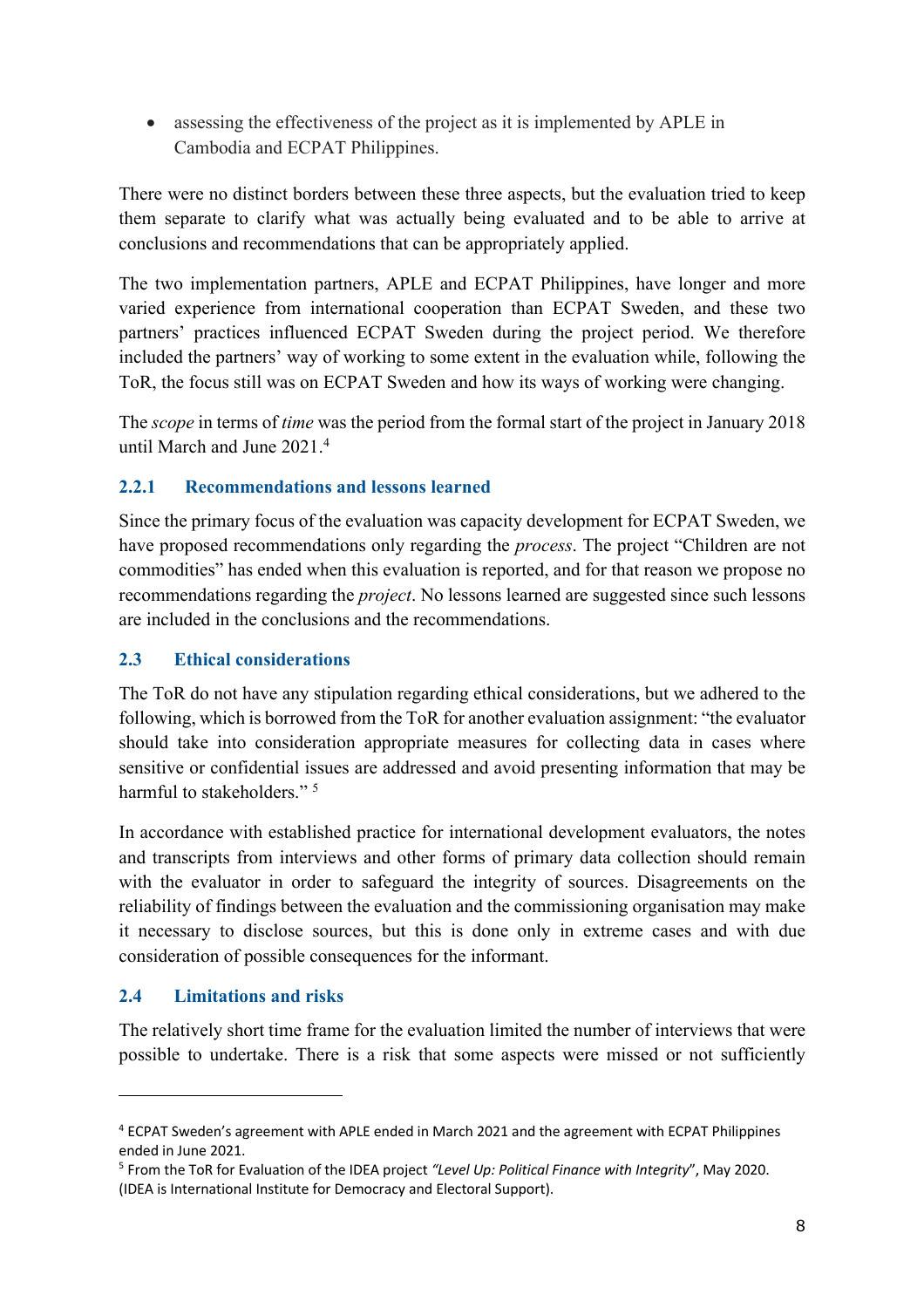- assessing the effectiveness of the project as it is implemented by APLE in Cambodia and ECPAT Philippines.

There were no distinct borders between these three aspects, but the evaluation tried to keep them separate to clarify what was actually being evaluated and to be able to arrive at conclusions and recommendations that can be appropriately applied.

The two implementation partners, APLE and ECPAT Philippines, have longer and more varied experience from international cooperation than ECPAT Sweden, and these two partners' practices influenced ECPAT Sweden during the project period. We therefore included the partners' way of working to some extent in the evaluation while, following the ToR, the focus still was on ECPAT Sweden and how its ways of working were changing.

The *scope* in terms of *time* was the period from the formal start of the project in January 2018 until March and June 2021.[4]

### 2.2.1 Recommendations and lessons learned

Since the primary focus of the evaluation was capacity development for ECPAT Sweden, we have proposed recommendations only regarding the *process*. The project "Children are not commodities" has ended when this evaluation is reported, and for that reason we propose no recommendations regarding the *project*. No lessons learned are suggested since such lessons are included in the conclusions and the recommendations.

## 2.3 Ethical considerations

The ToR do not have any stipulation regarding ethical considerations, but we adhered to the following, which is borrowed from the ToR for another evaluation assignment: "the evaluator should take into consideration appropriate measures for collecting data in cases where sensitive or confidential issues are addressed and avoid presenting information that may be harmful to stakeholders." [5]

In accordance with established practice for international development evaluators, the notes and transcripts from interviews and other forms of primary data collection should remain with the evaluator in order to safeguard the integrity of sources. Disagreements on the reliability of findings between the evaluation and the commissioning organisation may make it necessary to disclose sources, but this is done only in extreme cases and with due consideration of possible consequences for the informant.

## 2.4 Limitations and risks

The relatively short time frame for the evaluation limited the number of interviews that were possible to undertake. There is a risk that some aspects were missed or not sufficiently

---

[4] ECPAT Sweden's agreement with APLE ended in March 2021 and the agreement with ECPAT Philippines ended in June 2021.

[5] From the ToR for Evaluation of the IDEA project *"Level Up: Political Finance with Integrity*", May 2020. (IDEA is International Institute for Democracy and Electoral Support).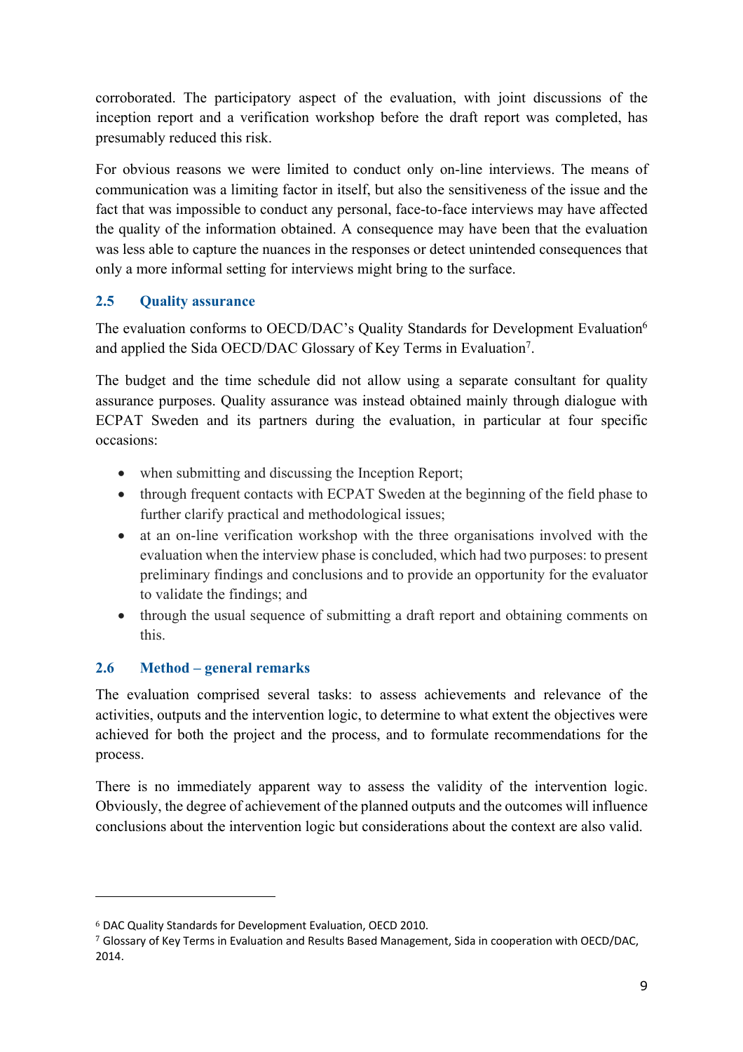corroborated. The participatory aspect of the evaluation, with joint discussions of the inception report and a verification workshop before the draft report was completed, has presumably reduced this risk.

For obvious reasons we were limited to conduct only on-line interviews. The means of communication was a limiting factor in itself, but also the sensitiveness of the issue and the fact that was impossible to conduct any personal, face-to-face interviews may have affected the quality of the information obtained. A consequence may have been that the evaluation was less able to capture the nuances in the responses or detect unintended consequences that only a more informal setting for interviews might bring to the surface.

## 2.5 Quality assurance

The evaluation conforms to OECD/DAC's Quality Standards for Development Evaluation[6] and applied the Sida OECD/DAC Glossary of Key Terms in Evaluation[7].

The budget and the time schedule did not allow using a separate consultant for quality assurance purposes. Quality assurance was instead obtained mainly through dialogue with ECPAT Sweden and its partners during the evaluation, in particular at four specific occasions:

- when submitting and discussing the Inception Report;
- through frequent contacts with ECPAT Sweden at the beginning of the field phase to further clarify practical and methodological issues;
- at an on-line verification workshop with the three organisations involved with the evaluation when the interview phase is concluded, which had two purposes: to present preliminary findings and conclusions and to provide an opportunity for the evaluator to validate the findings; and
- through the usual sequence of submitting a draft report and obtaining comments on this.

## 2.6 Method – general remarks

The evaluation comprised several tasks: to assess achievements and relevance of the activities, outputs and the intervention logic, to determine to what extent the objectives were achieved for both the project and the process, and to formulate recommendations for the process.

There is no immediately apparent way to assess the validity of the intervention logic. Obviously, the degree of achievement of the planned outputs and the outcomes will influence conclusions about the intervention logic but considerations about the context are also valid.

---

[6] DAC Quality Standards for Development Evaluation, OECD 2010.

[7] Glossary of Key Terms in Evaluation and Results Based Management, Sida in cooperation with OECD/DAC, 2014.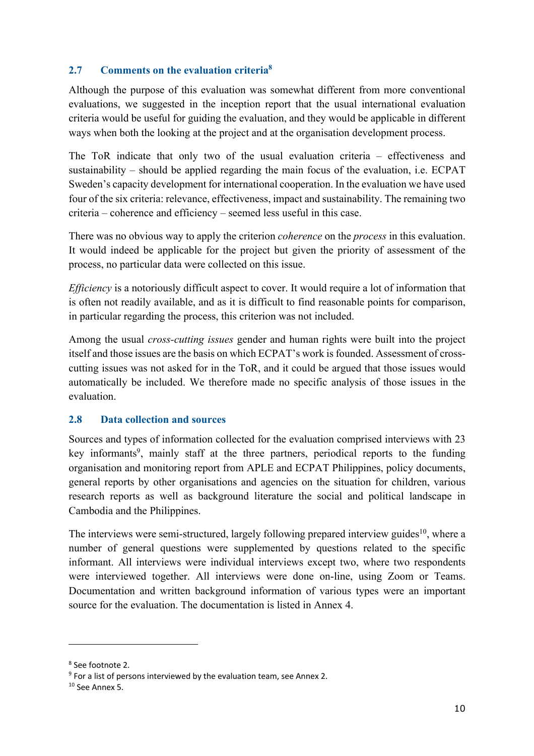## 2.7 Comments on the evaluation criteria[8]

Although the purpose of this evaluation was somewhat different from more conventional evaluations, we suggested in the inception report that the usual international evaluation criteria would be useful for guiding the evaluation, and they would be applicable in different ways when both the looking at the project and at the organisation development process.

The ToR indicate that only two of the usual evaluation criteria – effectiveness and sustainability – should be applied regarding the main focus of the evaluation, i.e. ECPAT Sweden's capacity development for international cooperation. In the evaluation we have used four of the six criteria: relevance, effectiveness, impact and sustainability. The remaining two criteria – coherence and efficiency – seemed less useful in this case.

There was no obvious way to apply the criterion *coherence* on the *process* in this evaluation. It would indeed be applicable for the project but given the priority of assessment of the process, no particular data were collected on this issue.

*Efficiency* is a notoriously difficult aspect to cover. It would require a lot of information that is often not readily available, and as it is difficult to find reasonable points for comparison, in particular regarding the process, this criterion was not included.

Among the usual *cross-cutting issues* gender and human rights were built into the project itself and those issues are the basis on which ECPAT's work is founded. Assessment of cross-cutting issues was not asked for in the ToR, and it could be argued that those issues would automatically be included. We therefore made no specific analysis of those issues in the evaluation.

## 2.8 Data collection and sources

Sources and types of information collected for the evaluation comprised interviews with 23 key informants[9], mainly staff at the three partners, periodical reports to the funding organisation and monitoring report from APLE and ECPAT Philippines, policy documents, general reports by other organisations and agencies on the situation for children, various research reports as well as background literature the social and political landscape in Cambodia and the Philippines.

The interviews were semi-structured, largely following prepared interview guides[10], where a number of general questions were supplemented by questions related to the specific informant. All interviews were individual interviews except two, where two respondents were interviewed together. All interviews were done on-line, using Zoom or Teams. Documentation and written background information of various types were an important source for the evaluation. The documentation is listed in Annex 4.

---

[8] See footnote 2.

[9] For a list of persons interviewed by the evaluation team, see Annex 2.

[10] See Annex 5.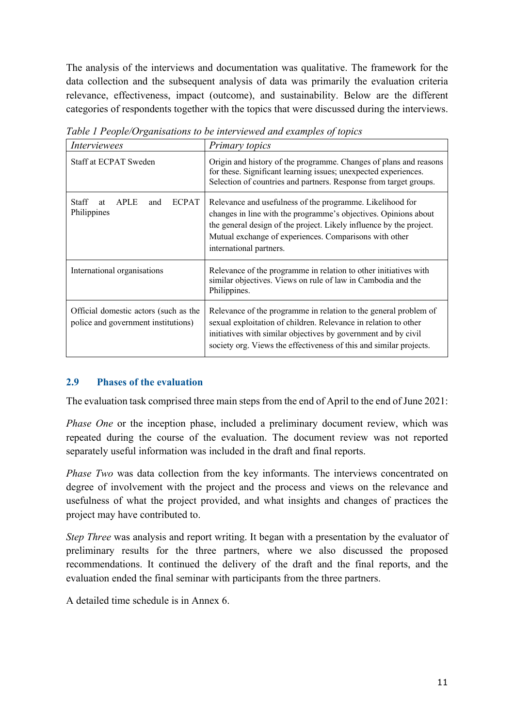The analysis of the interviews and documentation was qualitative. The framework for the data collection and the subsequent analysis of data was primarily the evaluation criteria relevance, effectiveness, impact (outcome), and sustainability. Below are the different categories of respondents together with the topics that were discussed during the interviews.

*Table 1 People/Organisations to be interviewed and examples of topics*

| *Interviewees* | *Primary topics* |
|---|---|
| Staff at ECPAT Sweden | Origin and history of the programme. Changes of plans and reasons for these. Significant learning issues; unexpected experiences. Selection of countries and partners. Response from target groups. |
| Staff at APLE and ECPAT Philippines | Relevance and usefulness of the programme. Likelihood for changes in line with the programme's objectives. Opinions about the general design of the project. Likely influence by the project. Mutual exchange of experiences. Comparisons with other international partners. |
| International organisations | Relevance of the programme in relation to other initiatives with similar objectives. Views on rule of law in Cambodia and the Philippines. |
| Official domestic actors (such as the police and government institutions) | Relevance of the programme in relation to the general problem of sexual exploitation of children. Relevance in relation to other initiatives with similar objectives by government and by civil society org. Views the effectiveness of this and similar projects. |

## 2.9 Phases of the evaluation

The evaluation task comprised three main steps from the end of April to the end of June 2021:

*Phase One* or the inception phase, included a preliminary document review, which was repeated during the course of the evaluation. The document review was not reported separately useful information was included in the draft and final reports.

*Phase Two* was data collection from the key informants. The interviews concentrated on degree of involvement with the project and the process and views on the relevance and usefulness of what the project provided, and what insights and changes of practices the project may have contributed to.

*Step Three* was analysis and report writing. It began with a presentation by the evaluator of preliminary results for the three partners, where we also discussed the proposed recommendations. It continued the delivery of the draft and the final reports, and the evaluation ended the final seminar with participants from the three partners.

A detailed time schedule is in Annex 6.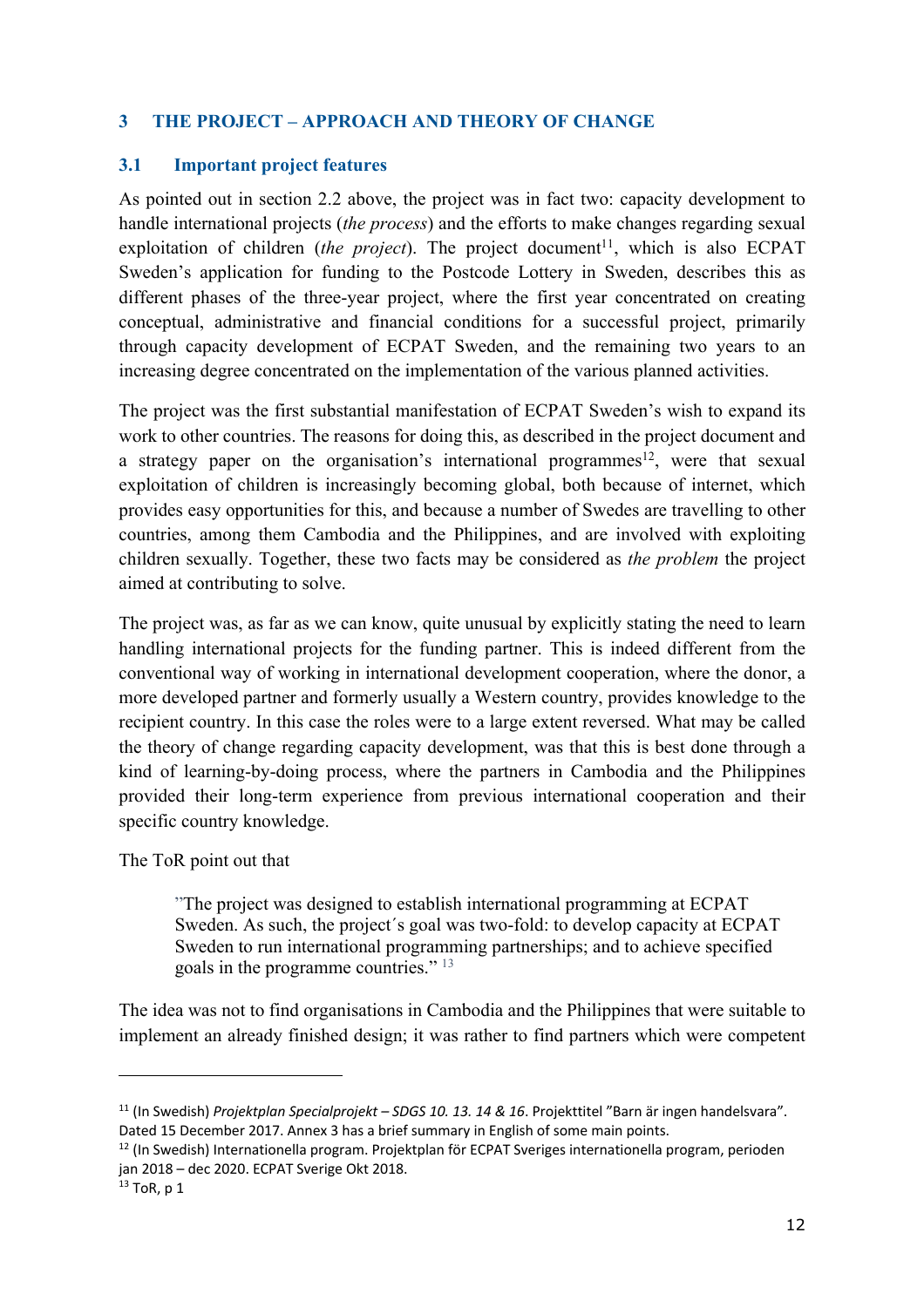## 3 THE PROJECT – APPROACH AND THEORY OF CHANGE

### 3.1 Important project features

As pointed out in section 2.2 above, the project was in fact two: capacity development to handle international projects (*the process*) and the efforts to make changes regarding sexual exploitation of children (*the project*). The project document[11], which is also ECPAT Sweden's application for funding to the Postcode Lottery in Sweden, describes this as different phases of the three-year project, where the first year concentrated on creating conceptual, administrative and financial conditions for a successful project, primarily through capacity development of ECPAT Sweden, and the remaining two years to an increasing degree concentrated on the implementation of the various planned activities.

The project was the first substantial manifestation of ECPAT Sweden's wish to expand its work to other countries. The reasons for doing this, as described in the project document and a strategy paper on the organisation's international programmes[12], were that sexual exploitation of children is increasingly becoming global, both because of internet, which provides easy opportunities for this, and because a number of Swedes are travelling to other countries, among them Cambodia and the Philippines, and are involved with exploiting children sexually. Together, these two facts may be considered as *the problem* the project aimed at contributing to solve.

The project was, as far as we can know, quite unusual by explicitly stating the need to learn handling international projects for the funding partner. This is indeed different from the conventional way of working in international development cooperation, where the donor, a more developed partner and formerly usually a Western country, provides knowledge to the recipient country. In this case the roles were to a large extent reversed. What may be called the theory of change regarding capacity development, was that this is best done through a kind of learning-by-doing process, where the partners in Cambodia and the Philippines provided their long-term experience from previous international cooperation and their specific country knowledge.

The ToR point out that

> "The project was designed to establish international programming at ECPAT Sweden. As such, the project´s goal was two-fold: to develop capacity at ECPAT Sweden to run international programming partnerships; and to achieve specified goals in the programme countries." [13]

The idea was not to find organisations in Cambodia and the Philippines that were suitable to implement an already finished design; it was rather to find partners which were competent

---

[11] (In Swedish) *Projektplan Specialprojekt – SDGS 10. 13. 14 & 16*. Projekttitel "Barn är ingen handelsvara". Dated 15 December 2017. Annex 3 has a brief summary in English of some main points.

[12] (In Swedish) Internationella program. Projektplan för ECPAT Sveriges internationella program, perioden jan 2018 – dec 2020. ECPAT Sverige Okt 2018.

[13] ToR, p 1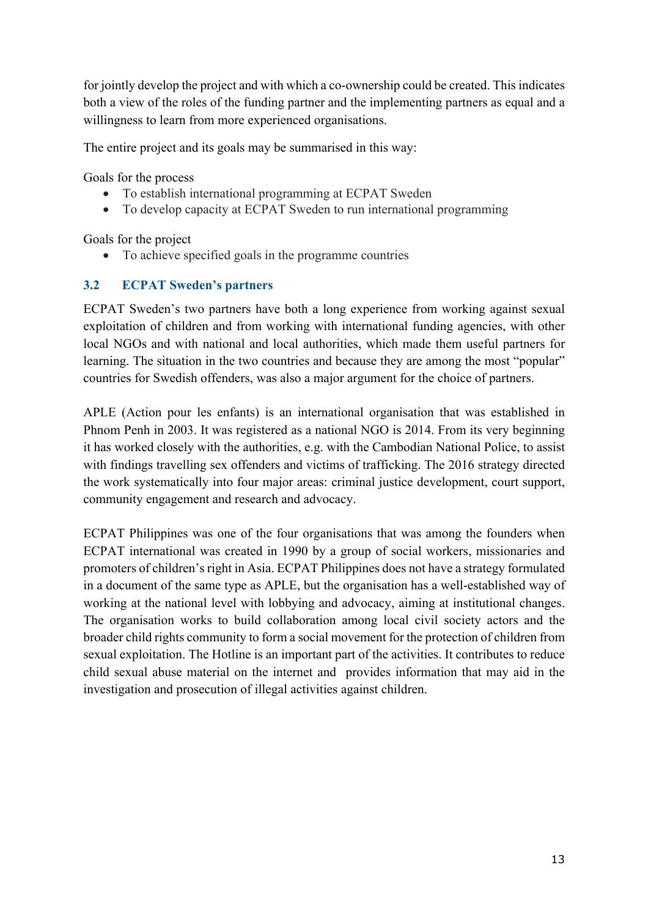for jointly develop the project and with which a co-ownership could be created. This indicates both a view of the roles of the funding partner and the implementing partners as equal and a willingness to learn from more experienced organisations.

The entire project and its goals may be summarised in this way:

Goals for the process

- To establish international programming at ECPAT Sweden
- To develop capacity at ECPAT Sweden to run international programming

Goals for the project

- To achieve specified goals in the programme countries

### 3.2 ECPAT Sweden's partners

ECPAT Sweden's two partners have both a long experience from working against sexual exploitation of children and from working with international funding agencies, with other local NGOs and with national and local authorities, which made them useful partners for learning. The situation in the two countries and because they are among the most "popular" countries for Swedish offenders, was also a major argument for the choice of partners.

APLE (Action pour les enfants) is an international organisation that was established in Phnom Penh in 2003. It was registered as a national NGO is 2014. From its very beginning it has worked closely with the authorities, e.g. with the Cambodian National Police, to assist with findings travelling sex offenders and victims of trafficking. The 2016 strategy directed the work systematically into four major areas: criminal justice development, court support, community engagement and research and advocacy.

ECPAT Philippines was one of the four organisations that was among the founders when ECPAT international was created in 1990 by a group of social workers, missionaries and promoters of children's right in Asia. ECPAT Philippines does not have a strategy formulated in a document of the same type as APLE, but the organisation has a well-established way of working at the national level with lobbying and advocacy, aiming at institutional changes. The organisation works to build collaboration among local civil society actors and the broader child rights community to form a social movement for the protection of children from sexual exploitation. The Hotline is an important part of the activities. It contributes to reduce child sexual abuse material on the internet and provides information that may aid in the investigation and prosecution of illegal activities against children.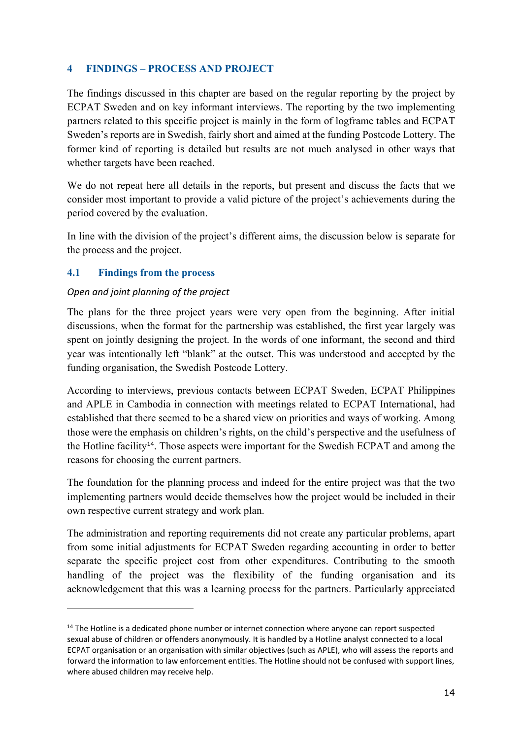## 4 FINDINGS – PROCESS AND PROJECT

The findings discussed in this chapter are based on the regular reporting by the project by ECPAT Sweden and on key informant interviews. The reporting by the two implementing partners related to this specific project is mainly in the form of logframe tables and ECPAT Sweden's reports are in Swedish, fairly short and aimed at the funding Postcode Lottery. The former kind of reporting is detailed but results are not much analysed in other ways that whether targets have been reached.

We do not repeat here all details in the reports, but present and discuss the facts that we consider most important to provide a valid picture of the project's achievements during the period covered by the evaluation.

In line with the division of the project's different aims, the discussion below is separate for the process and the project.

### 4.1 Findings from the process

*Open and joint planning of the project*

The plans for the three project years were very open from the beginning. After initial discussions, when the format for the partnership was established, the first year largely was spent on jointly designing the project. In the words of one informant, the second and third year was intentionally left "blank" at the outset. This was understood and accepted by the funding organisation, the Swedish Postcode Lottery.

According to interviews, previous contacts between ECPAT Sweden, ECPAT Philippines and APLE in Cambodia in connection with meetings related to ECPAT International, had established that there seemed to be a shared view on priorities and ways of working. Among those were the emphasis on children's rights, on the child's perspective and the usefulness of the Hotline facility[14]. Those aspects were important for the Swedish ECPAT and among the reasons for choosing the current partners.

The foundation for the planning process and indeed for the entire project was that the two implementing partners would decide themselves how the project would be included in their own respective current strategy and work plan.

The administration and reporting requirements did not create any particular problems, apart from some initial adjustments for ECPAT Sweden regarding accounting in order to better separate the specific project cost from other expenditures. Contributing to the smooth handling of the project was the flexibility of the funding organisation and its acknowledgement that this was a learning process for the partners. Particularly appreciated

[14] The Hotline is a dedicated phone number or internet connection where anyone can report suspected sexual abuse of children or offenders anonymously. It is handled by a Hotline analyst connected to a local ECPAT organisation or an organisation with similar objectives (such as APLE), who will assess the reports and forward the information to law enforcement entities. The Hotline should not be confused with support lines, where abused children may receive help.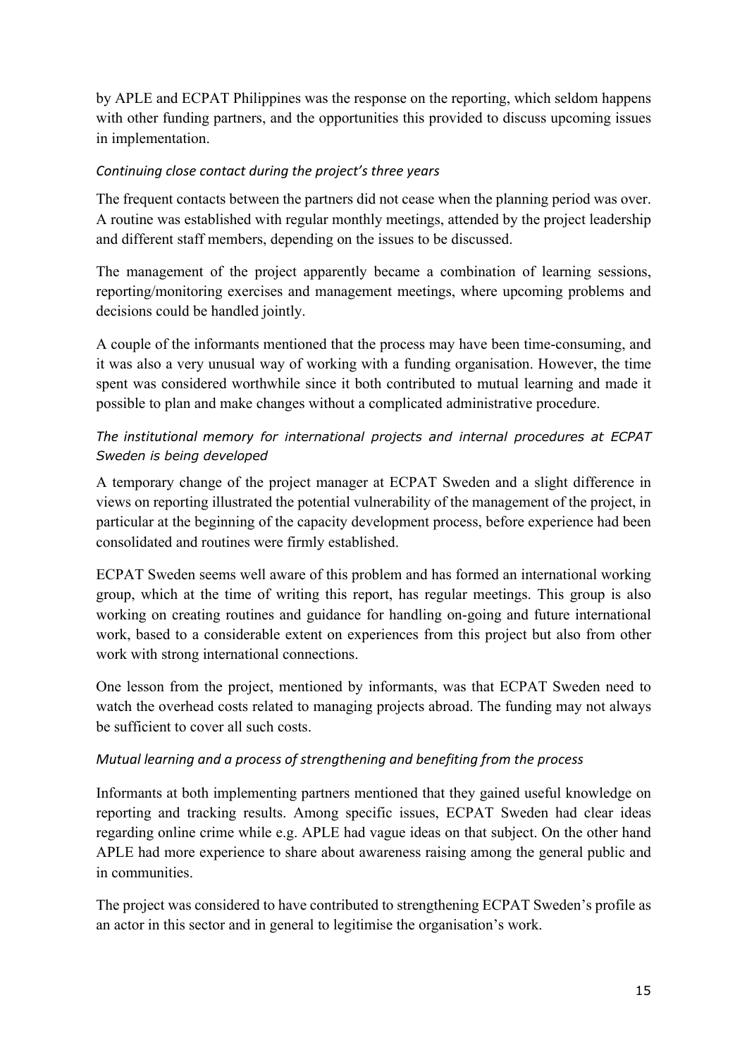by APLE and ECPAT Philippines was the response on the reporting, which seldom happens with other funding partners, and the opportunities this provided to discuss upcoming issues in implementation.

*Continuing close contact during the project's three years*

The frequent contacts between the partners did not cease when the planning period was over. A routine was established with regular monthly meetings, attended by the project leadership and different staff members, depending on the issues to be discussed.

The management of the project apparently became a combination of learning sessions, reporting/monitoring exercises and management meetings, where upcoming problems and decisions could be handled jointly.

A couple of the informants mentioned that the process may have been time-consuming, and it was also a very unusual way of working with a funding organisation. However, the time spent was considered worthwhile since it both contributed to mutual learning and made it possible to plan and make changes without a complicated administrative procedure.

*The institutional memory for international projects and internal procedures at ECPAT Sweden is being developed*

A temporary change of the project manager at ECPAT Sweden and a slight difference in views on reporting illustrated the potential vulnerability of the management of the project, in particular at the beginning of the capacity development process, before experience had been consolidated and routines were firmly established.

ECPAT Sweden seems well aware of this problem and has formed an international working group, which at the time of writing this report, has regular meetings. This group is also working on creating routines and guidance for handling on-going and future international work, based to a considerable extent on experiences from this project but also from other work with strong international connections.

One lesson from the project, mentioned by informants, was that ECPAT Sweden need to watch the overhead costs related to managing projects abroad. The funding may not always be sufficient to cover all such costs.

*Mutual learning and a process of strengthening and benefiting from the process*

Informants at both implementing partners mentioned that they gained useful knowledge on reporting and tracking results. Among specific issues, ECPAT Sweden had clear ideas regarding online crime while e.g. APLE had vague ideas on that subject. On the other hand APLE had more experience to share about awareness raising among the general public and in communities.

The project was considered to have contributed to strengthening ECPAT Sweden's profile as an actor in this sector and in general to legitimise the organisation's work.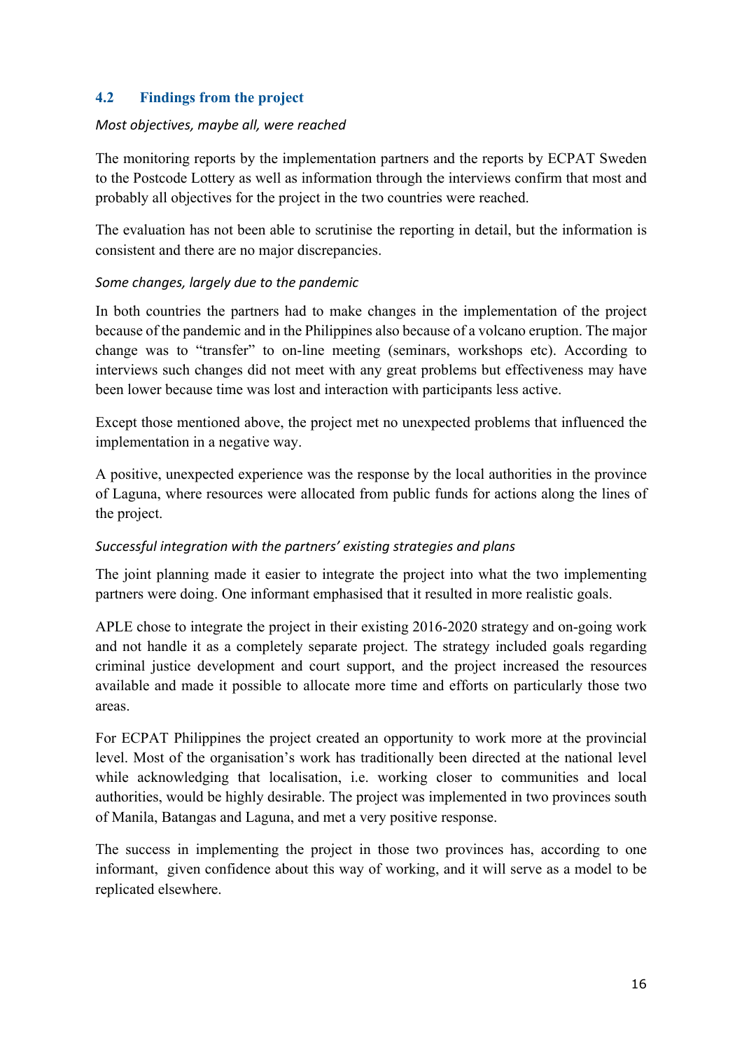### 4.2 Findings from the project

*Most objectives, maybe all, were reached*

The monitoring reports by the implementation partners and the reports by ECPAT Sweden to the Postcode Lottery as well as information through the interviews confirm that most and probably all objectives for the project in the two countries were reached.

The evaluation has not been able to scrutinise the reporting in detail, but the information is consistent and there are no major discrepancies.

*Some changes, largely due to the pandemic*

In both countries the partners had to make changes in the implementation of the project because of the pandemic and in the Philippines also because of a volcano eruption. The major change was to "transfer" to on-line meeting (seminars, workshops etc). According to interviews such changes did not meet with any great problems but effectiveness may have been lower because time was lost and interaction with participants less active.

Except those mentioned above, the project met no unexpected problems that influenced the implementation in a negative way.

A positive, unexpected experience was the response by the local authorities in the province of Laguna, where resources were allocated from public funds for actions along the lines of the project.

*Successful integration with the partners' existing strategies and plans*

The joint planning made it easier to integrate the project into what the two implementing partners were doing. One informant emphasised that it resulted in more realistic goals.

APLE chose to integrate the project in their existing 2016-2020 strategy and on-going work and not handle it as a completely separate project. The strategy included goals regarding criminal justice development and court support, and the project increased the resources available and made it possible to allocate more time and efforts on particularly those two areas.

For ECPAT Philippines the project created an opportunity to work more at the provincial level. Most of the organisation's work has traditionally been directed at the national level while acknowledging that localisation, i.e. working closer to communities and local authorities, would be highly desirable. The project was implemented in two provinces south of Manila, Batangas and Laguna, and met a very positive response.

The success in implementing the project in those two provinces has, according to one informant, given confidence about this way of working, and it will serve as a model to be replicated elsewhere.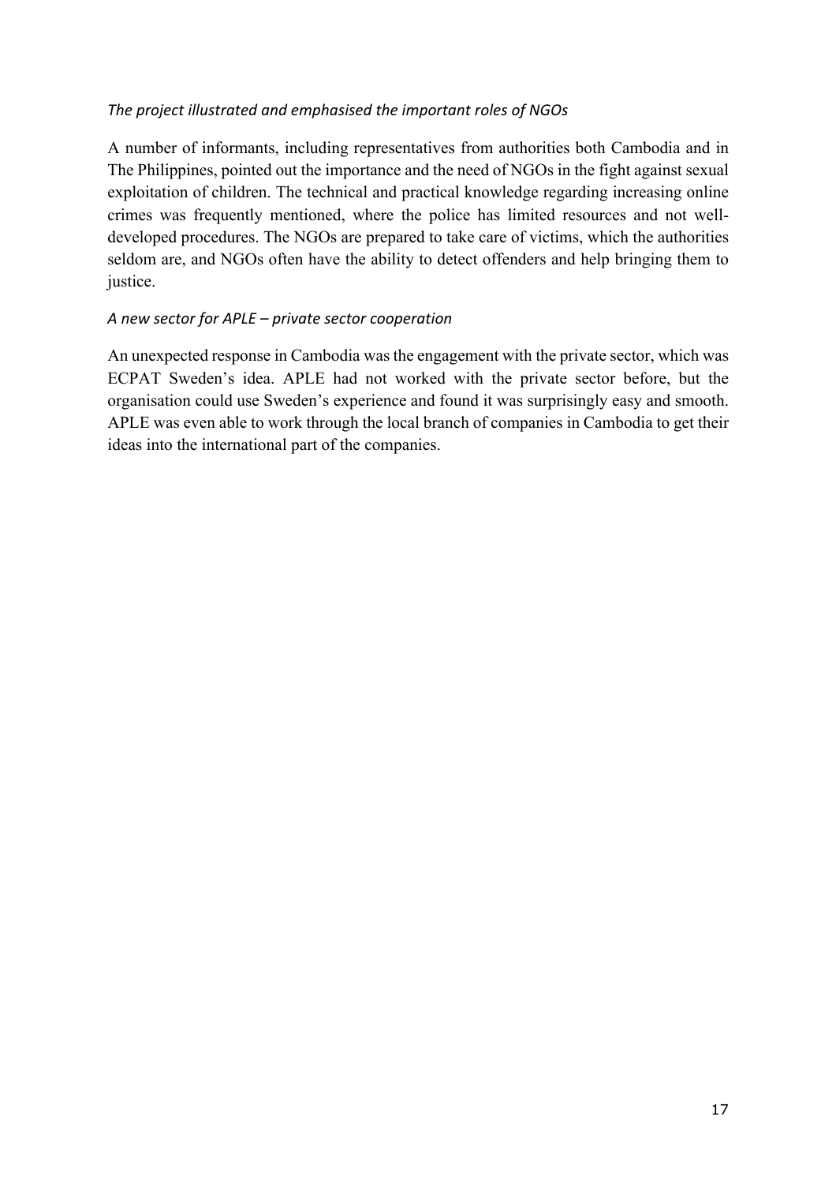*The project illustrated and emphasised the important roles of NGOs*

A number of informants, including representatives from authorities both Cambodia and in The Philippines, pointed out the importance and the need of NGOs in the fight against sexual exploitation of children. The technical and practical knowledge regarding increasing online crimes was frequently mentioned, where the police has limited resources and not well-developed procedures. The NGOs are prepared to take care of victims, which the authorities seldom are, and NGOs often have the ability to detect offenders and help bringing them to justice.

*A new sector for APLE – private sector cooperation*

An unexpected response in Cambodia was the engagement with the private sector, which was ECPAT Sweden's idea. APLE had not worked with the private sector before, but the organisation could use Sweden's experience and found it was surprisingly easy and smooth. APLE was even able to work through the local branch of companies in Cambodia to get their ideas into the international part of the companies.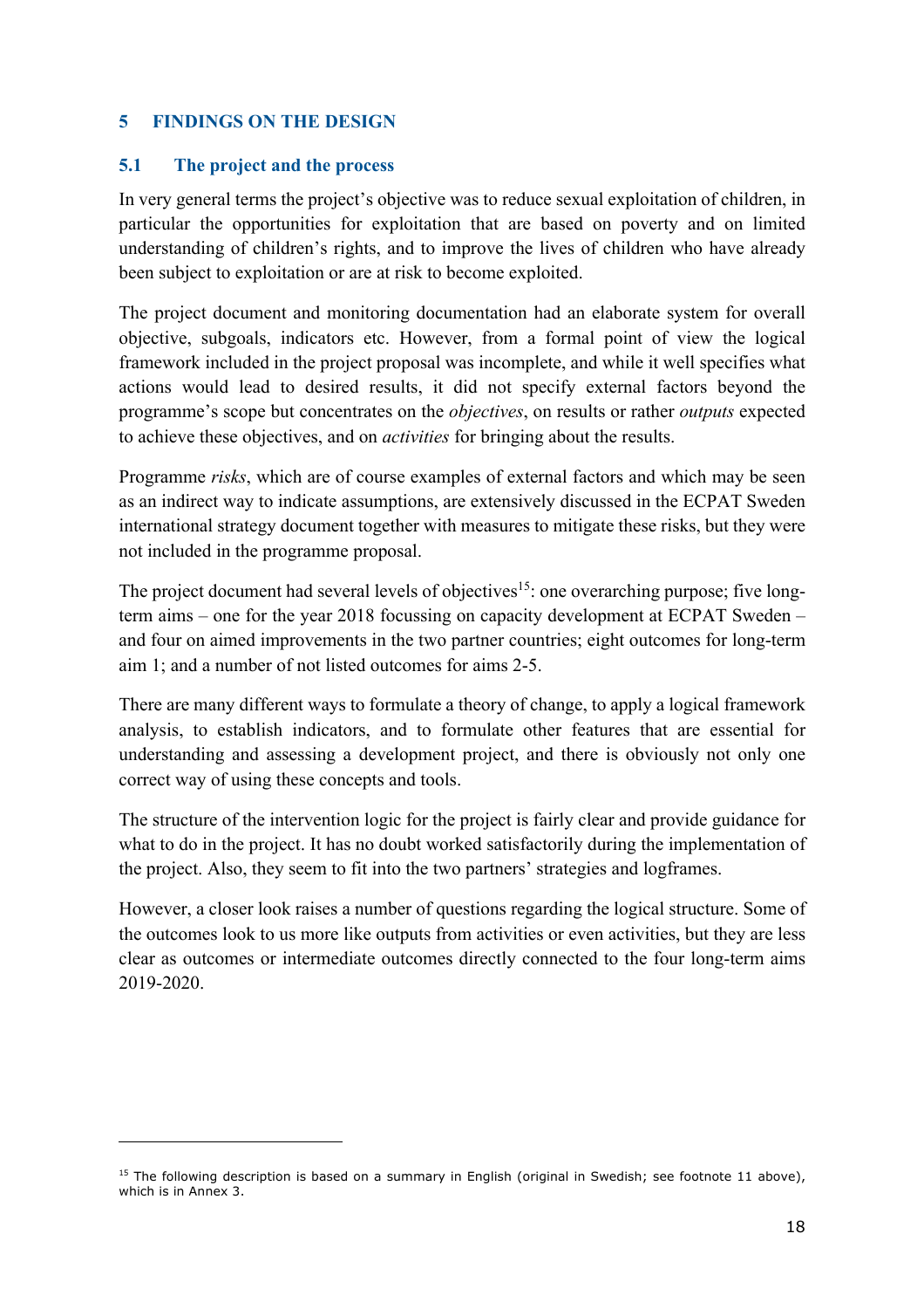## 5 FINDINGS ON THE DESIGN

### 5.1 The project and the process

In very general terms the project's objective was to reduce sexual exploitation of children, in particular the opportunities for exploitation that are based on poverty and on limited understanding of children's rights, and to improve the lives of children who have already been subject to exploitation or are at risk to become exploited.

The project document and monitoring documentation had an elaborate system for overall objective, subgoals, indicators etc. However, from a formal point of view the logical framework included in the project proposal was incomplete, and while it well specifies what actions would lead to desired results, it did not specify external factors beyond the programme's scope but concentrates on the *objectives*, on results or rather *outputs* expected to achieve these objectives, and on *activities* for bringing about the results.

Programme *risks*, which are of course examples of external factors and which may be seen as an indirect way to indicate assumptions, are extensively discussed in the ECPAT Sweden international strategy document together with measures to mitigate these risks, but they were not included in the programme proposal.

The project document had several levels of objectives[15]: one overarching purpose; five long-term aims – one for the year 2018 focussing on capacity development at ECPAT Sweden – and four on aimed improvements in the two partner countries; eight outcomes for long-term aim 1; and a number of not listed outcomes for aims 2-5.

There are many different ways to formulate a theory of change, to apply a logical framework analysis, to establish indicators, and to formulate other features that are essential for understanding and assessing a development project, and there is obviously not only one correct way of using these concepts and tools.

The structure of the intervention logic for the project is fairly clear and provide guidance for what to do in the project. It has no doubt worked satisfactorily during the implementation of the project. Also, they seem to fit into the two partners' strategies and logframes.

However, a closer look raises a number of questions regarding the logical structure. Some of the outcomes look to us more like outputs from activities or even activities, but they are less clear as outcomes or intermediate outcomes directly connected to the four long-term aims 2019-2020.

---

[15] The following description is based on a summary in English (original in Swedish; see footnote 11 above), which is in Annex 3.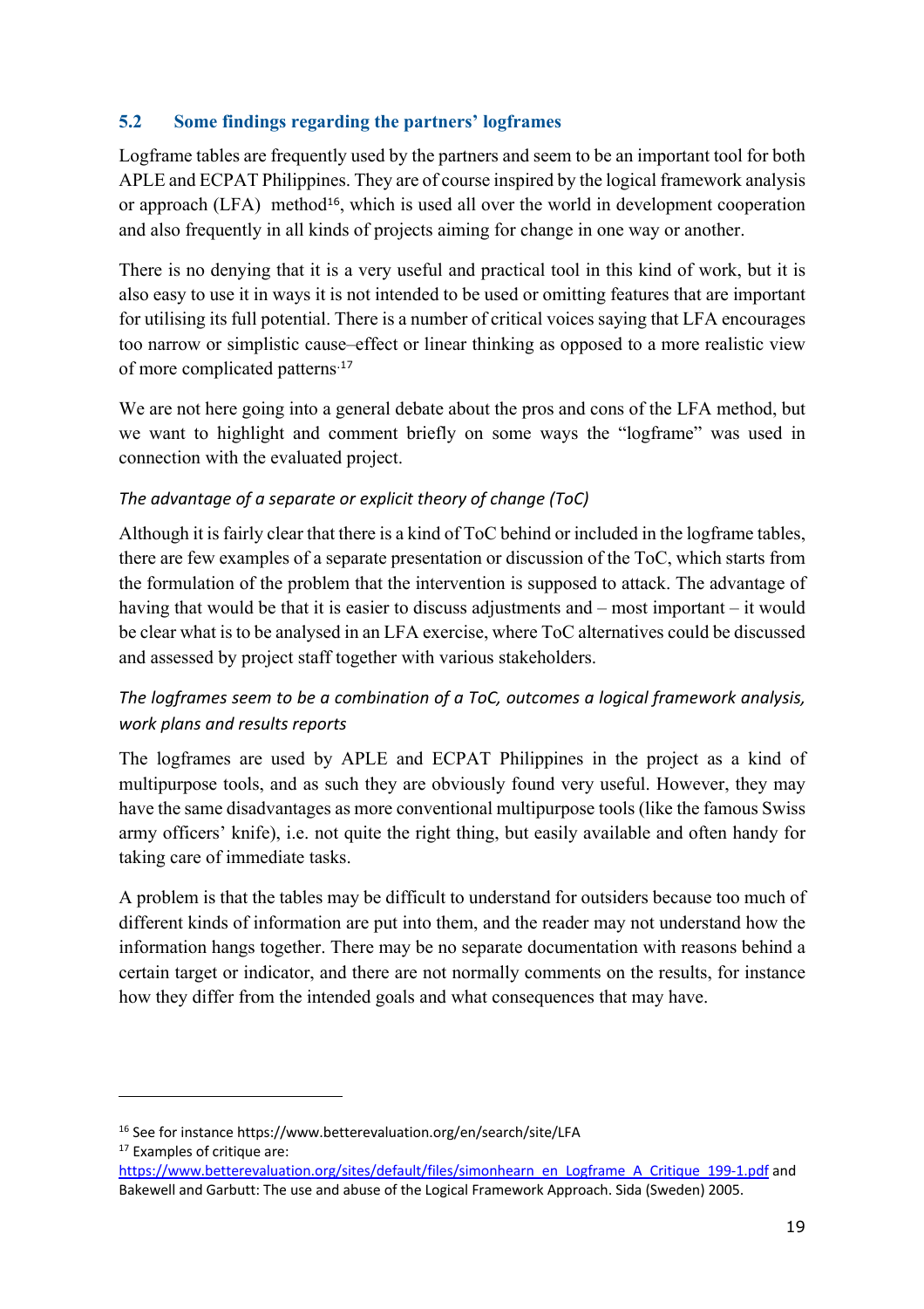## 5.2 Some findings regarding the partners' logframes

Logframe tables are frequently used by the partners and seem to be an important tool for both APLE and ECPAT Philippines. They are of course inspired by the logical framework analysis or approach (LFA) method[16], which is used all over the world in development cooperation and also frequently in all kinds of projects aiming for change in one way or another.

There is no denying that it is a very useful and practical tool in this kind of work, but it is also easy to use it in ways it is not intended to be used or omitting features that are important for utilising its full potential. There is a number of critical voices saying that LFA encourages too narrow or simplistic cause–effect or linear thinking as opposed to a more realistic view of more complicated patterns.[17]

We are not here going into a general debate about the pros and cons of the LFA method, but we want to highlight and comment briefly on some ways the "logframe" was used in connection with the evaluated project.

*The advantage of a separate or explicit theory of change (ToC)*

Although it is fairly clear that there is a kind of ToC behind or included in the logframe tables, there are few examples of a separate presentation or discussion of the ToC, which starts from the formulation of the problem that the intervention is supposed to attack. The advantage of having that would be that it is easier to discuss adjustments and – most important – it would be clear what is to be analysed in an LFA exercise, where ToC alternatives could be discussed and assessed by project staff together with various stakeholders.

*The logframes seem to be a combination of a ToC, outcomes a logical framework analysis, work plans and results reports*

The logframes are used by APLE and ECPAT Philippines in the project as a kind of multipurpose tools, and as such they are obviously found very useful. However, they may have the same disadvantages as more conventional multipurpose tools (like the famous Swiss army officers' knife), i.e. not quite the right thing, but easily available and often handy for taking care of immediate tasks.

A problem is that the tables may be difficult to understand for outsiders because too much of different kinds of information are put into them, and the reader may not understand how the information hangs together. There may be no separate documentation with reasons behind a certain target or indicator, and there are not normally comments on the results, for instance how they differ from the intended goals and what consequences that may have.

---

[16] See for instance https://www.betterevaluation.org/en/search/site/LFA

[17] Examples of critique are: https://www.betterevaluation.org/sites/default/files/simonhearn_en_Logframe_A_Critique_199-1.pdf and Bakewell and Garbutt: The use and abuse of the Logical Framework Approach. Sida (Sweden) 2005.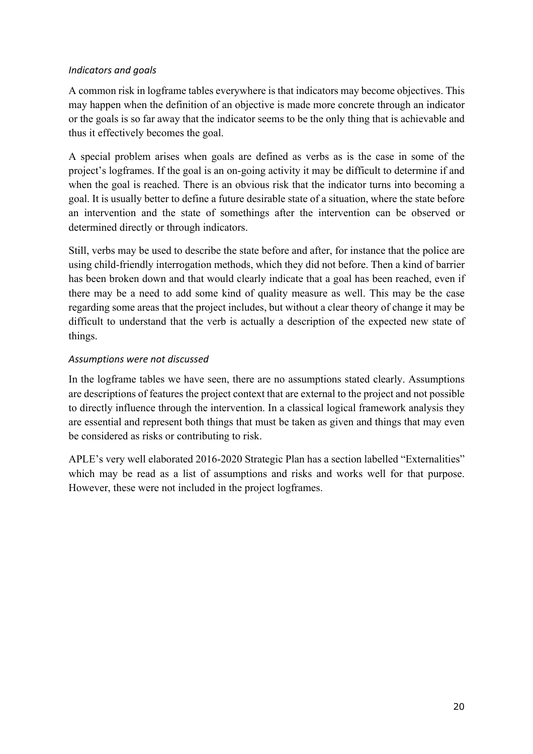*Indicators and goals*

A common risk in logframe tables everywhere is that indicators may become objectives. This may happen when the definition of an objective is made more concrete through an indicator or the goals is so far away that the indicator seems to be the only thing that is achievable and thus it effectively becomes the goal.

A special problem arises when goals are defined as verbs as is the case in some of the project's logframes. If the goal is an on-going activity it may be difficult to determine if and when the goal is reached. There is an obvious risk that the indicator turns into becoming a goal. It is usually better to define a future desirable state of a situation, where the state before an intervention and the state of somethings after the intervention can be observed or determined directly or through indicators.

Still, verbs may be used to describe the state before and after, for instance that the police are using child-friendly interrogation methods, which they did not before. Then a kind of barrier has been broken down and that would clearly indicate that a goal has been reached, even if there may be a need to add some kind of quality measure as well. This may be the case regarding some areas that the project includes, but without a clear theory of change it may be difficult to understand that the verb is actually a description of the expected new state of things.

*Assumptions were not discussed*

In the logframe tables we have seen, there are no assumptions stated clearly. Assumptions are descriptions of features the project context that are external to the project and not possible to directly influence through the intervention. In a classical logical framework analysis they are essential and represent both things that must be taken as given and things that may even be considered as risks or contributing to risk.

APLE's very well elaborated 2016-2020 Strategic Plan has a section labelled "Externalities" which may be read as a list of assumptions and risks and works well for that purpose. However, these were not included in the project logframes.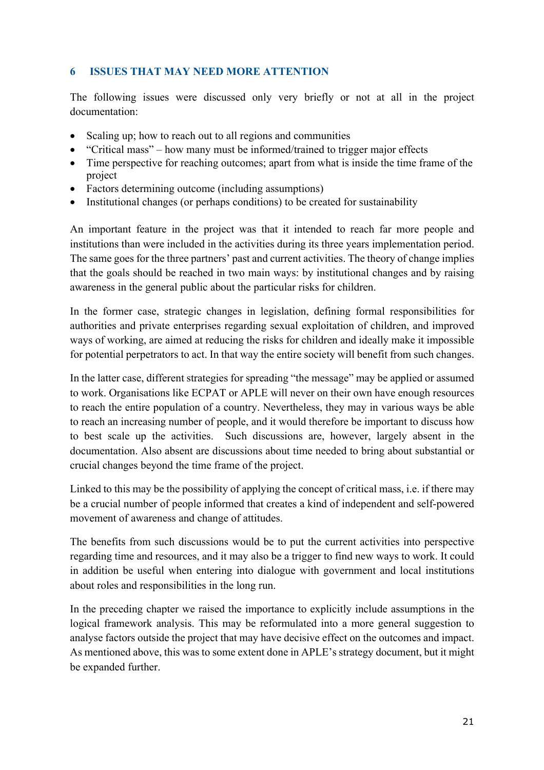## 6 ISSUES THAT MAY NEED MORE ATTENTION

The following issues were discussed only very briefly or not at all in the project documentation:

- Scaling up; how to reach out to all regions and communities
- "Critical mass" – how many must be informed/trained to trigger major effects
- Time perspective for reaching outcomes; apart from what is inside the time frame of the project
- Factors determining outcome (including assumptions)
- Institutional changes (or perhaps conditions) to be created for sustainability

An important feature in the project was that it intended to reach far more people and institutions than were included in the activities during its three years implementation period. The same goes for the three partners' past and current activities. The theory of change implies that the goals should be reached in two main ways: by institutional changes and by raising awareness in the general public about the particular risks for children.

In the former case, strategic changes in legislation, defining formal responsibilities for authorities and private enterprises regarding sexual exploitation of children, and improved ways of working, are aimed at reducing the risks for children and ideally make it impossible for potential perpetrators to act. In that way the entire society will benefit from such changes.

In the latter case, different strategies for spreading "the message" may be applied or assumed to work. Organisations like ECPAT or APLE will never on their own have enough resources to reach the entire population of a country. Nevertheless, they may in various ways be able to reach an increasing number of people, and it would therefore be important to discuss how to best scale up the activities. Such discussions are, however, largely absent in the documentation. Also absent are discussions about time needed to bring about substantial or crucial changes beyond the time frame of the project.

Linked to this may be the possibility of applying the concept of critical mass, i.e. if there may be a crucial number of people informed that creates a kind of independent and self-powered movement of awareness and change of attitudes.

The benefits from such discussions would be to put the current activities into perspective regarding time and resources, and it may also be a trigger to find new ways to work. It could in addition be useful when entering into dialogue with government and local institutions about roles and responsibilities in the long run.

In the preceding chapter we raised the importance to explicitly include assumptions in the logical framework analysis. This may be reformulated into a more general suggestion to analyse factors outside the project that may have decisive effect on the outcomes and impact. As mentioned above, this was to some extent done in APLE's strategy document, but it might be expanded further.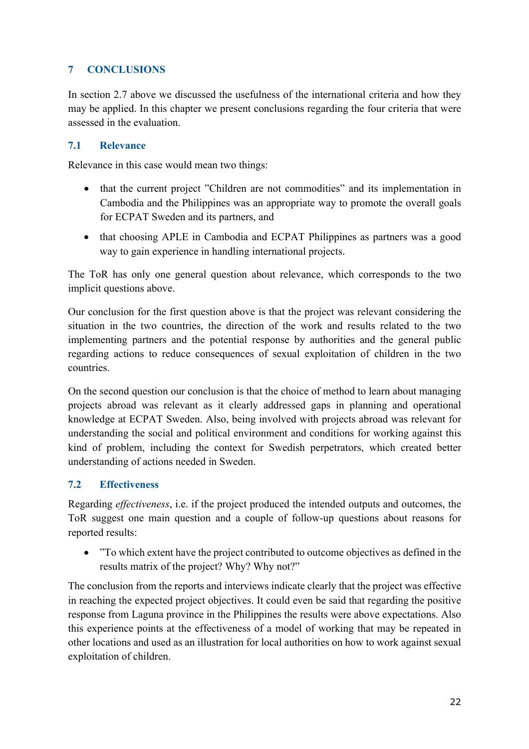# 7 CONCLUSIONS

In section 2.7 above we discussed the usefulness of the international criteria and how they may be applied. In this chapter we present conclusions regarding the four criteria that were assessed in the evaluation.

## 7.1 Relevance

Relevance in this case would mean two things:

- that the current project ”Children are not commodities” and its implementation in Cambodia and the Philippines was an appropriate way to promote the overall goals for ECPAT Sweden and its partners, and
- that choosing APLE in Cambodia and ECPAT Philippines as partners was a good way to gain experience in handling international projects.

The ToR has only one general question about relevance, which corresponds to the two implicit questions above.

Our conclusion for the first question above is that the project was relevant considering the situation in the two countries, the direction of the work and results related to the two implementing partners and the potential response by authorities and the general public regarding actions to reduce consequences of sexual exploitation of children in the two countries.

On the second question our conclusion is that the choice of method to learn about managing projects abroad was relevant as it clearly addressed gaps in planning and operational knowledge at ECPAT Sweden. Also, being involved with projects abroad was relevant for understanding the social and political environment and conditions for working against this kind of problem, including the context for Swedish perpetrators, which created better understanding of actions needed in Sweden.

## 7.2 Effectiveness

Regarding *effectiveness*, i.e. if the project produced the intended outputs and outcomes, the ToR suggest one main question and a couple of follow-up questions about reasons for reported results:

- ”To which extent have the project contributed to outcome objectives as defined in the results matrix of the project? Why? Why not?”

The conclusion from the reports and interviews indicate clearly that the project was effective in reaching the expected project objectives. It could even be said that regarding the positive response from Laguna province in the Philippines the results were above expectations. Also this experience points at the effectiveness of a model of working that may be repeated in other locations and used as an illustration for local authorities on how to work against sexual exploitation of children.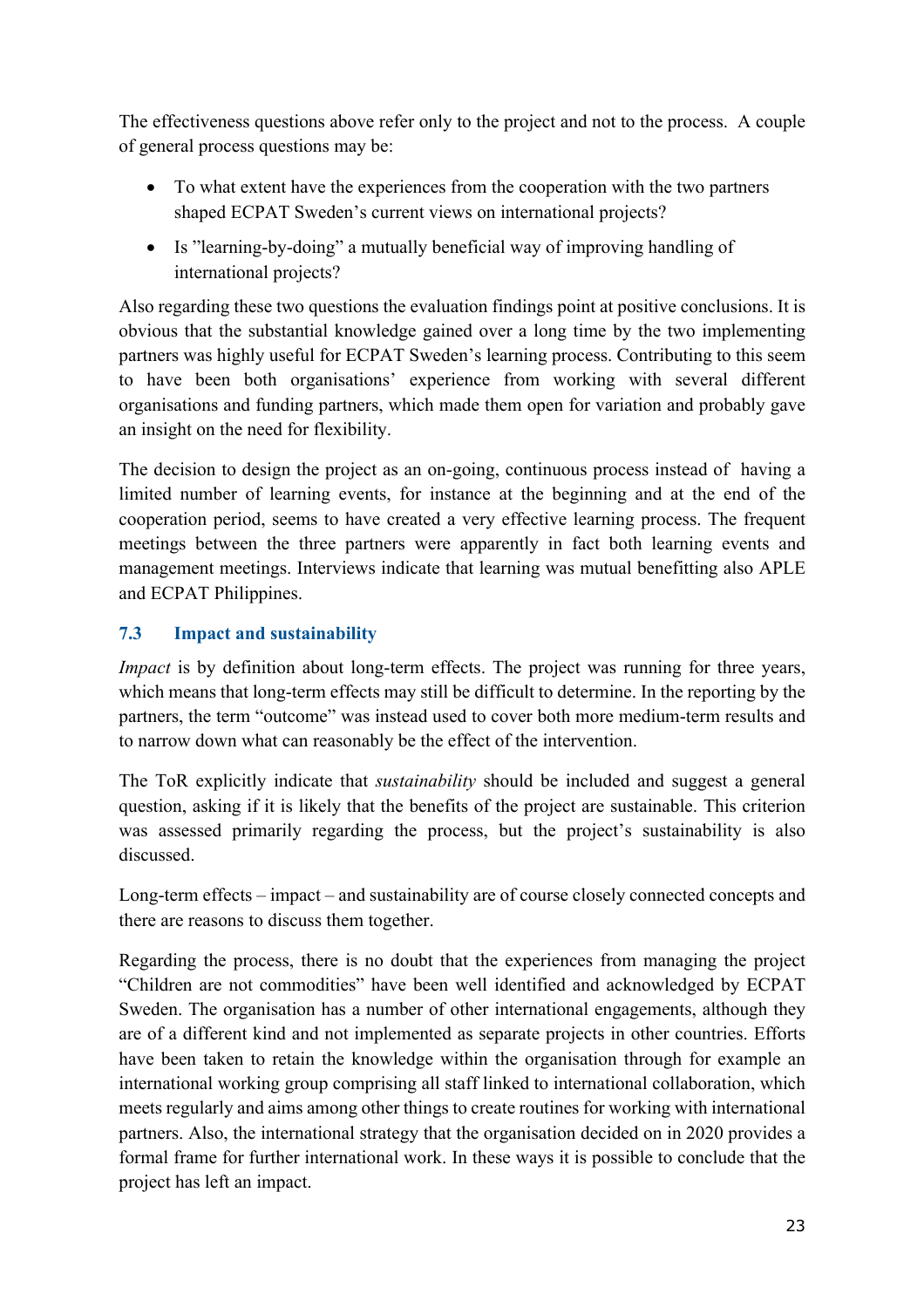The effectiveness questions above refer only to the project and not to the process. A couple of general process questions may be:

- To what extent have the experiences from the cooperation with the two partners shaped ECPAT Sweden's current views on international projects?
- Is "learning-by-doing" a mutually beneficial way of improving handling of international projects?

Also regarding these two questions the evaluation findings point at positive conclusions. It is obvious that the substantial knowledge gained over a long time by the two implementing partners was highly useful for ECPAT Sweden's learning process. Contributing to this seem to have been both organisations' experience from working with several different organisations and funding partners, which made them open for variation and probably gave an insight on the need for flexibility.

The decision to design the project as an on-going, continuous process instead of having a limited number of learning events, for instance at the beginning and at the end of the cooperation period, seems to have created a very effective learning process. The frequent meetings between the three partners were apparently in fact both learning events and management meetings. Interviews indicate that learning was mutual benefitting also APLE and ECPAT Philippines.

### 7.3 Impact and sustainability

*Impact* is by definition about long-term effects. The project was running for three years, which means that long-term effects may still be difficult to determine. In the reporting by the partners, the term "outcome" was instead used to cover both more medium-term results and to narrow down what can reasonably be the effect of the intervention.

The ToR explicitly indicate that *sustainability* should be included and suggest a general question, asking if it is likely that the benefits of the project are sustainable. This criterion was assessed primarily regarding the process, but the project's sustainability is also discussed.

Long-term effects – impact – and sustainability are of course closely connected concepts and there are reasons to discuss them together.

Regarding the process, there is no doubt that the experiences from managing the project "Children are not commodities" have been well identified and acknowledged by ECPAT Sweden. The organisation has a number of other international engagements, although they are of a different kind and not implemented as separate projects in other countries. Efforts have been taken to retain the knowledge within the organisation through for example an international working group comprising all staff linked to international collaboration, which meets regularly and aims among other things to create routines for working with international partners. Also, the international strategy that the organisation decided on in 2020 provides a formal frame for further international work. In these ways it is possible to conclude that the project has left an impact.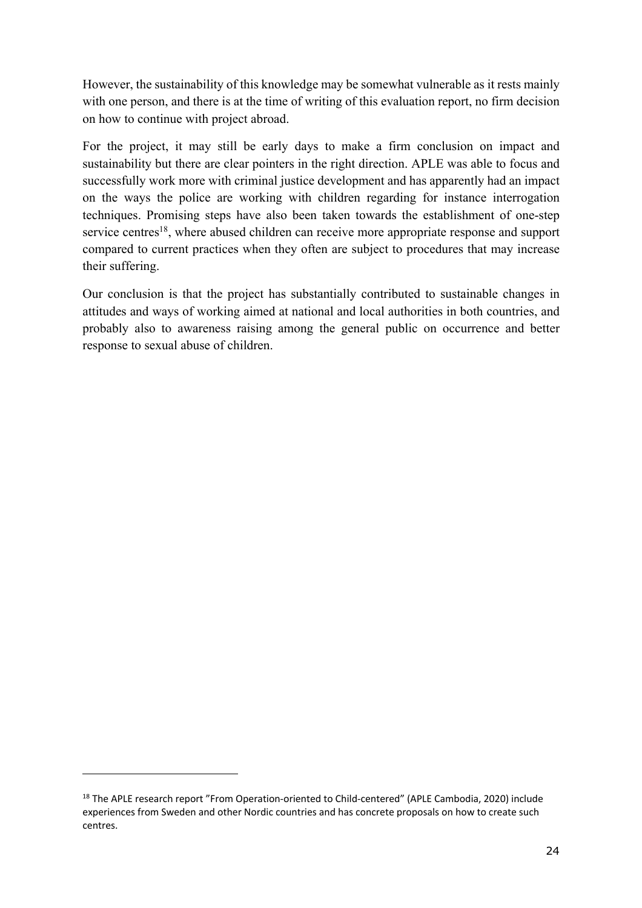However, the sustainability of this knowledge may be somewhat vulnerable as it rests mainly with one person, and there is at the time of writing of this evaluation report, no firm decision on how to continue with project abroad.

For the project, it may still be early days to make a firm conclusion on impact and sustainability but there are clear pointers in the right direction. APLE was able to focus and successfully work more with criminal justice development and has apparently had an impact on the ways the police are working with children regarding for instance interrogation techniques. Promising steps have also been taken towards the establishment of one-step service centres[18], where abused children can receive more appropriate response and support compared to current practices when they often are subject to procedures that may increase their suffering.

Our conclusion is that the project has substantially contributed to sustainable changes in attitudes and ways of working aimed at national and local authorities in both countries, and probably also to awareness raising among the general public on occurrence and better response to sexual abuse of children.

---

[18] The APLE research report "From Operation-oriented to Child-centered" (APLE Cambodia, 2020) include experiences from Sweden and other Nordic countries and has concrete proposals on how to create such centres.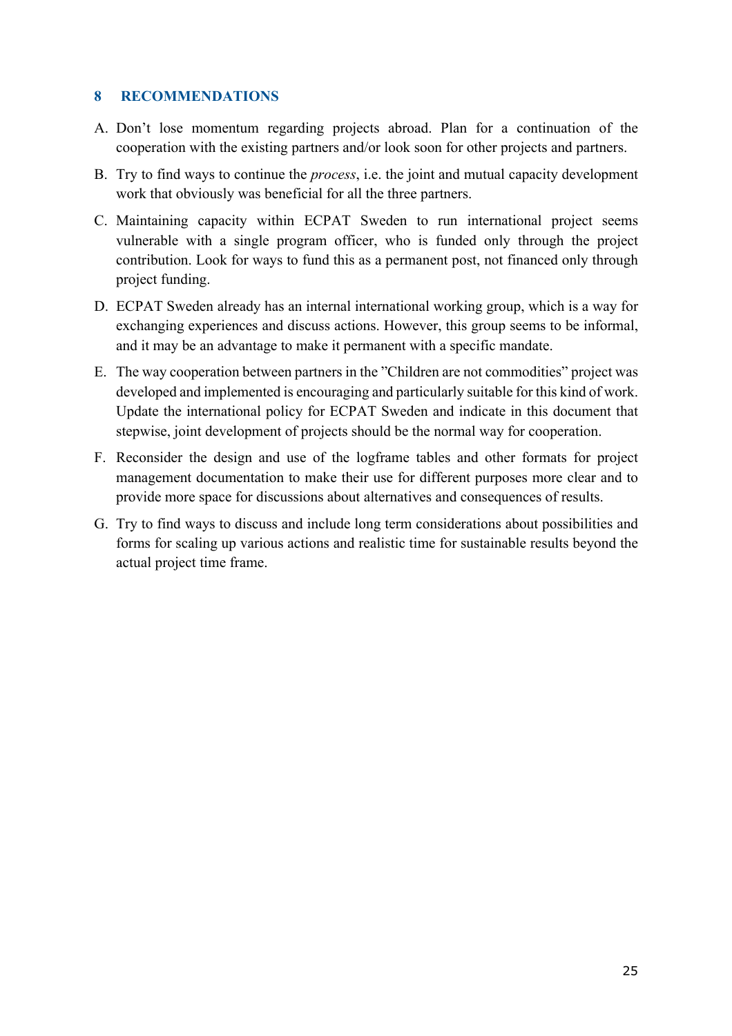## 8 RECOMMENDATIONS

A. Don't lose momentum regarding projects abroad. Plan for a continuation of the cooperation with the existing partners and/or look soon for other projects and partners.

B. Try to find ways to continue the *process*, i.e. the joint and mutual capacity development work that obviously was beneficial for all the three partners.

C. Maintaining capacity within ECPAT Sweden to run international project seems vulnerable with a single program officer, who is funded only through the project contribution. Look for ways to fund this as a permanent post, not financed only through project funding.

D. ECPAT Sweden already has an internal international working group, which is a way for exchanging experiences and discuss actions. However, this group seems to be informal, and it may be an advantage to make it permanent with a specific mandate.

E. The way cooperation between partners in the "Children are not commodities" project was developed and implemented is encouraging and particularly suitable for this kind of work. Update the international policy for ECPAT Sweden and indicate in this document that stepwise, joint development of projects should be the normal way for cooperation.

F. Reconsider the design and use of the logframe tables and other formats for project management documentation to make their use for different purposes more clear and to provide more space for discussions about alternatives and consequences of results.

G. Try to find ways to discuss and include long term considerations about possibilities and forms for scaling up various actions and realistic time for sustainable results beyond the actual project time frame.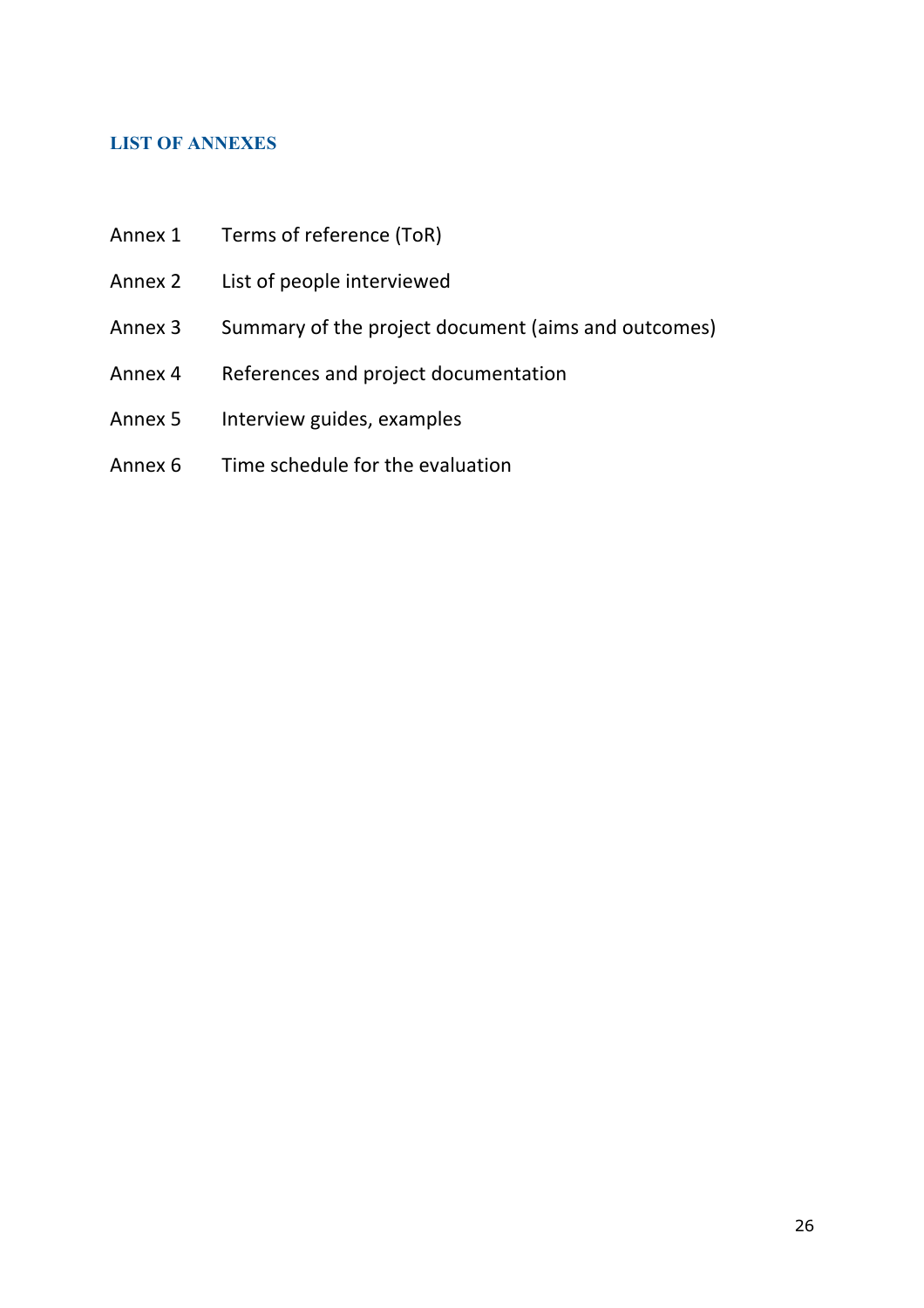## LIST OF ANNEXES

| | |
|---|---|
| Annex 1 | Terms of reference (ToR) |
| Annex 2 | List of people interviewed |
| Annex 3 | Summary of the project document (aims and outcomes) |
| Annex 4 | References and project documentation |
| Annex 5 | Interview guides, examples |
| Annex 6 | Time schedule for the evaluation |